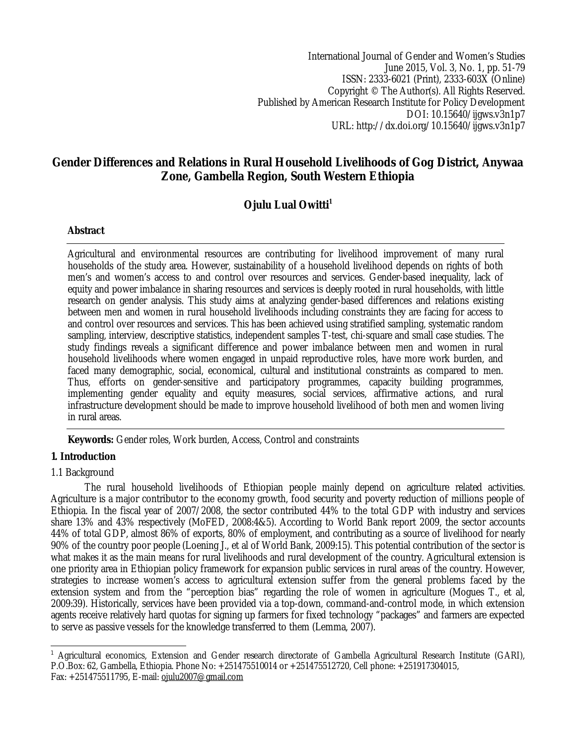International Journal of Gender and Women's Studies
June 2015, Vol. 3, No. 1, pp. 51-79
ISSN: 2333-6021 (Print), 2333-603X (Online)
Copyright © The Author(s). All Rights Reserved.
Published by American Research Institute for Policy Development
DOI: 10.15640/ijgws.v3n1p7
URL: http://dx.doi.org/10.15640/ijgws.v3n1p7

# Gender Differences and Relations in Rural Household Livelihoods of Gog District, Anywaa Zone, Gambella Region, South Western Ethiopia

**Ojulu Lual Owitti**[1]

## Abstract

Agricultural and environmental resources are contributing for livelihood improvement of many rural households of the study area. However, sustainability of a household livelihood depends on rights of both men's and women's access to and control over resources and services. Gender-based inequality, lack of equity and power imbalance in sharing resources and services is deeply rooted in rural households, with little research on gender analysis. This study aims at analyzing gender-based differences and relations existing between men and women in rural household livelihoods including constraints they are facing for access to and control over resources and services. This has been achieved using stratified sampling, systematic random sampling, interview, descriptive statistics, independent samples T-test, chi-square and small case studies. The study findings reveals a significant difference and power imbalance between men and women in rural household livelihoods where women engaged in unpaid reproductive roles, have more work burden, and faced many demographic, social, economical, cultural and institutional constraints as compared to men. Thus, efforts on gender-sensitive and participatory programmes, capacity building programmes, implementing gender equality and equity measures, social services, affirmative actions, and rural infrastructure development should be made to improve household livelihood of both men and women living in rural areas.

**Keywords:** Gender roles, Work burden, Access, Control and constraints

## 1. Introduction

### 1.1 Background

The rural household livelihoods of Ethiopian people mainly depend on agriculture related activities. Agriculture is a major contributor to the economy growth, food security and poverty reduction of millions people of Ethiopia. In the fiscal year of 2007/2008, the sector contributed 44% to the total GDP with industry and services share 13% and 43% respectively (MoFED, 2008:4&5). According to World Bank report 2009, the sector accounts 44% of total GDP, almost 86% of exports, 80% of employment, and contributing as a source of livelihood for nearly 90% of the country poor people (Loening J., et al of World Bank, 2009:15). This potential contribution of the sector is what makes it as the main means for rural livelihoods and rural development of the country. Agricultural extension is one priority area in Ethiopian policy framework for expansion public services in rural areas of the country. However, strategies to increase women's access to agricultural extension suffer from the general problems faced by the extension system and from the "perception bias" regarding the role of women in agriculture (Mogues T., et al, 2009:39). Historically, services have been provided via a top-down, command-and-control mode, in which extension agents receive relatively hard quotas for signing up farmers for fixed technology "packages" and farmers are expected to serve as passive vessels for the knowledge transferred to them (Lemma, 2007).

---

[1] Agricultural economics, Extension and Gender research directorate of Gambella Agricultural Research Institute (GARI), P.O.Box: 62, Gambella, Ethiopia. Phone No: +251475510014 or +251475512720, Cell phone: +251917304015, Fax: +251475511795, E-mail: ojulu2007@gmail.com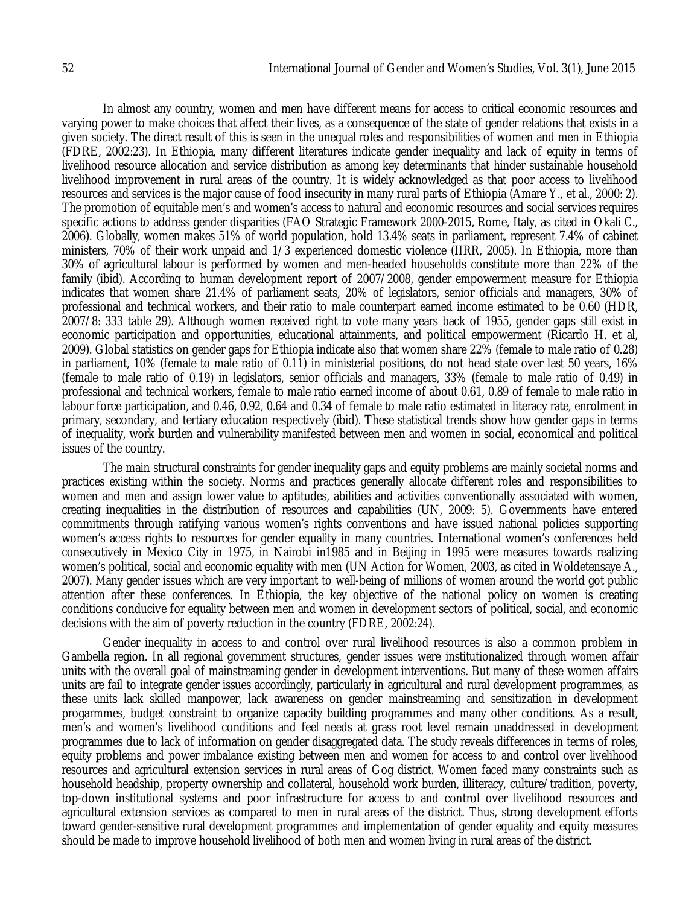In almost any country, women and men have different means for access to critical economic resources and varying power to make choices that affect their lives, as a consequence of the state of gender relations that exists in a given society. The direct result of this is seen in the unequal roles and responsibilities of women and men in Ethiopia (FDRE, 2002:23). In Ethiopia, many different literatures indicate gender inequality and lack of equity in terms of livelihood resource allocation and service distribution as among key determinants that hinder sustainable household livelihood improvement in rural areas of the country. It is widely acknowledged as that poor access to livelihood resources and services is the major cause of food insecurity in many rural parts of Ethiopia (Amare Y., et al., 2000: 2). The promotion of equitable men's and women's access to natural and economic resources and social services requires specific actions to address gender disparities (FAO Strategic Framework 2000-2015, Rome, Italy, as cited in Okali C., 2006). Globally, women makes 51% of world population, hold 13.4% seats in parliament, represent 7.4% of cabinet ministers, 70% of their work unpaid and 1/3 experienced domestic violence (IIRR, 2005). In Ethiopia, more than 30% of agricultural labour is performed by women and men-headed households constitute more than 22% of the family (ibid). According to human development report of 2007/2008, gender empowerment measure for Ethiopia indicates that women share 21.4% of parliament seats, 20% of legislators, senior officials and managers, 30% of professional and technical workers, and their ratio to male counterpart earned income estimated to be 0.60 (HDR, 2007/8: 333 table 29). Although women received right to vote many years back of 1955, gender gaps still exist in economic participation and opportunities, educational attainments, and political empowerment (Ricardo H. et al, 2009). Global statistics on gender gaps for Ethiopia indicate also that women share 22% (female to male ratio of 0.28) in parliament, 10% (female to male ratio of 0.11) in ministerial positions, do not head state over last 50 years, 16% (female to male ratio of 0.19) in legislators, senior officials and managers, 33% (female to male ratio of 0.49) in professional and technical workers, female to male ratio earned income of about 0.61, 0.89 of female to male ratio in labour force participation, and 0.46, 0.92, 0.64 and 0.34 of female to male ratio estimated in literacy rate, enrolment in primary, secondary, and tertiary education respectively (ibid). These statistical trends show how gender gaps in terms of inequality, work burden and vulnerability manifested between men and women in social, economical and political issues of the country.

The main structural constraints for gender inequality gaps and equity problems are mainly societal norms and practices existing within the society. Norms and practices generally allocate different roles and responsibilities to women and men and assign lower value to aptitudes, abilities and activities conventionally associated with women, creating inequalities in the distribution of resources and capabilities (UN, 2009: 5). Governments have entered commitments through ratifying various women's rights conventions and have issued national policies supporting women's access rights to resources for gender equality in many countries. International women's conferences held consecutively in Mexico City in 1975, in Nairobi in1985 and in Beijing in 1995 were measures towards realizing women's political, social and economic equality with men (UN Action for Women, 2003, as cited in Woldetensaye A., 2007). Many gender issues which are very important to well-being of millions of women around the world got public attention after these conferences. In Ethiopia, the key objective of the national policy on women is creating conditions conducive for equality between men and women in development sectors of political, social, and economic decisions with the aim of poverty reduction in the country (FDRE, 2002:24).

Gender inequality in access to and control over rural livelihood resources is also a common problem in Gambella region. In all regional government structures, gender issues were institutionalized through women affair units with the overall goal of mainstreaming gender in development interventions. But many of these women affairs units are fail to integrate gender issues accordingly, particularly in agricultural and rural development programmes, as these units lack skilled manpower, lack awareness on gender mainstreaming and sensitization in development progarmmes, budget constraint to organize capacity building programmes and many other conditions. As a result, men's and women's livelihood conditions and feel needs at grass root level remain unaddressed in development programmes due to lack of information on gender disaggregated data. The study reveals differences in terms of roles, equity problems and power imbalance existing between men and women for access to and control over livelihood resources and agricultural extension services in rural areas of Gog district. Women faced many constraints such as household headship, property ownership and collateral, household work burden, illiteracy, culture/tradition, poverty, top-down institutional systems and poor infrastructure for access to and control over livelihood resources and agricultural extension services as compared to men in rural areas of the district. Thus, strong development efforts toward gender-sensitive rural development programmes and implementation of gender equality and equity measures should be made to improve household livelihood of both men and women living in rural areas of the district.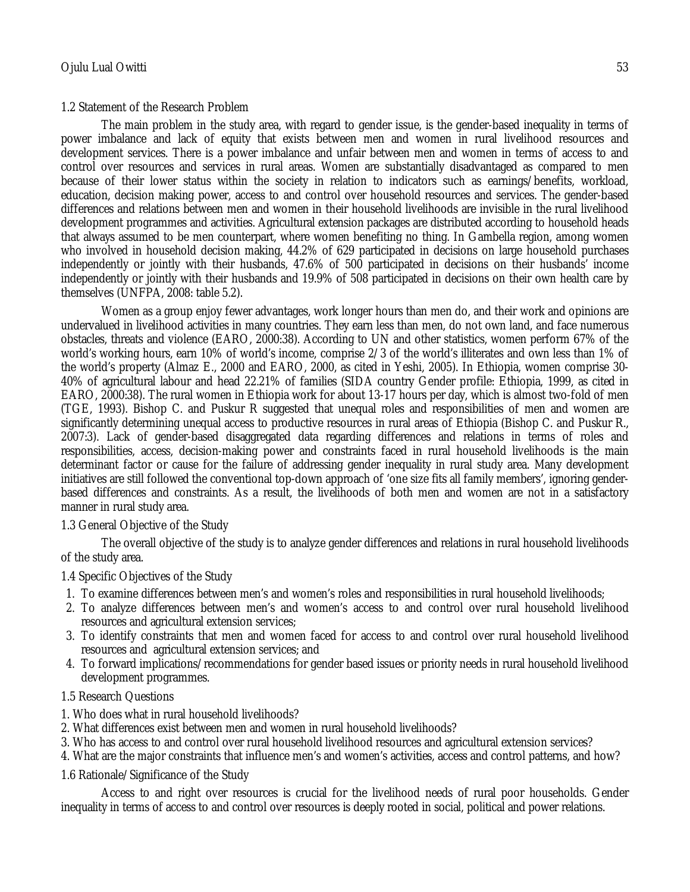### 1.2 Statement of the Research Problem

The main problem in the study area, with regard to gender issue, is the gender-based inequality in terms of power imbalance and lack of equity that exists between men and women in rural livelihood resources and development services. There is a power imbalance and unfair between men and women in terms of access to and control over resources and services in rural areas. Women are substantially disadvantaged as compared to men because of their lower status within the society in relation to indicators such as earnings/benefits, workload, education, decision making power, access to and control over household resources and services. The gender-based differences and relations between men and women in their household livelihoods are invisible in the rural livelihood development programmes and activities. Agricultural extension packages are distributed according to household heads that always assumed to be men counterpart, where women benefiting no thing. In Gambella region, among women who involved in household decision making, 44.2% of 629 participated in decisions on large household purchases independently or jointly with their husbands, 47.6% of 500 participated in decisions on their husbands' income independently or jointly with their husbands and 19.9% of 508 participated in decisions on their own health care by themselves (UNFPA, 2008: table 5.2).

Women as a group enjoy fewer advantages, work longer hours than men do, and their work and opinions are undervalued in livelihood activities in many countries. They earn less than men, do not own land, and face numerous obstacles, threats and violence (EARO, 2000:38). According to UN and other statistics, women perform 67% of the world's working hours, earn 10% of world's income, comprise 2/3 of the world's illiterates and own less than 1% of the world's property (Almaz E., 2000 and EARO, 2000, as cited in Yeshi, 2005). In Ethiopia, women comprise 30-40% of agricultural labour and head 22.21% of families (SIDA country Gender profile: Ethiopia, 1999, as cited in EARO, 2000:38). The rural women in Ethiopia work for about 13-17 hours per day, which is almost two-fold of men (TGE, 1993). Bishop C. and Puskur R suggested that unequal roles and responsibilities of men and women are significantly determining unequal access to productive resources in rural areas of Ethiopia (Bishop C. and Puskur R., 2007:3). Lack of gender-based disaggregated data regarding differences and relations in terms of roles and responsibilities, access, decision-making power and constraints faced in rural household livelihoods is the main determinant factor or cause for the failure of addressing gender inequality in rural study area. Many development initiatives are still followed the conventional top-down approach of 'one size fits all family members', ignoring gender-based differences and constraints. As a result, the livelihoods of both men and women are not in a satisfactory manner in rural study area.

### 1.3 General Objective of the Study

The overall objective of the study is to analyze gender differences and relations in rural household livelihoods of the study area.

### 1.4 Specific Objectives of the Study

1. To examine differences between men's and women's roles and responsibilities in rural household livelihoods;
2. To analyze differences between men's and women's access to and control over rural household livelihood resources and agricultural extension services;
3. To identify constraints that men and women faced for access to and control over rural household livelihood resources and agricultural extension services; and
4. To forward implications/recommendations for gender based issues or priority needs in rural household livelihood development programmes.

### 1.5 Research Questions

1. Who does what in rural household livelihoods?
2. What differences exist between men and women in rural household livelihoods?
3. Who has access to and control over rural household livelihood resources and agricultural extension services?
4. What are the major constraints that influence men's and women's activities, access and control patterns, and how?

### 1.6 Rationale/Significance of the Study

Access to and right over resources is crucial for the livelihood needs of rural poor households. Gender inequality in terms of access to and control over resources is deeply rooted in social, political and power relations.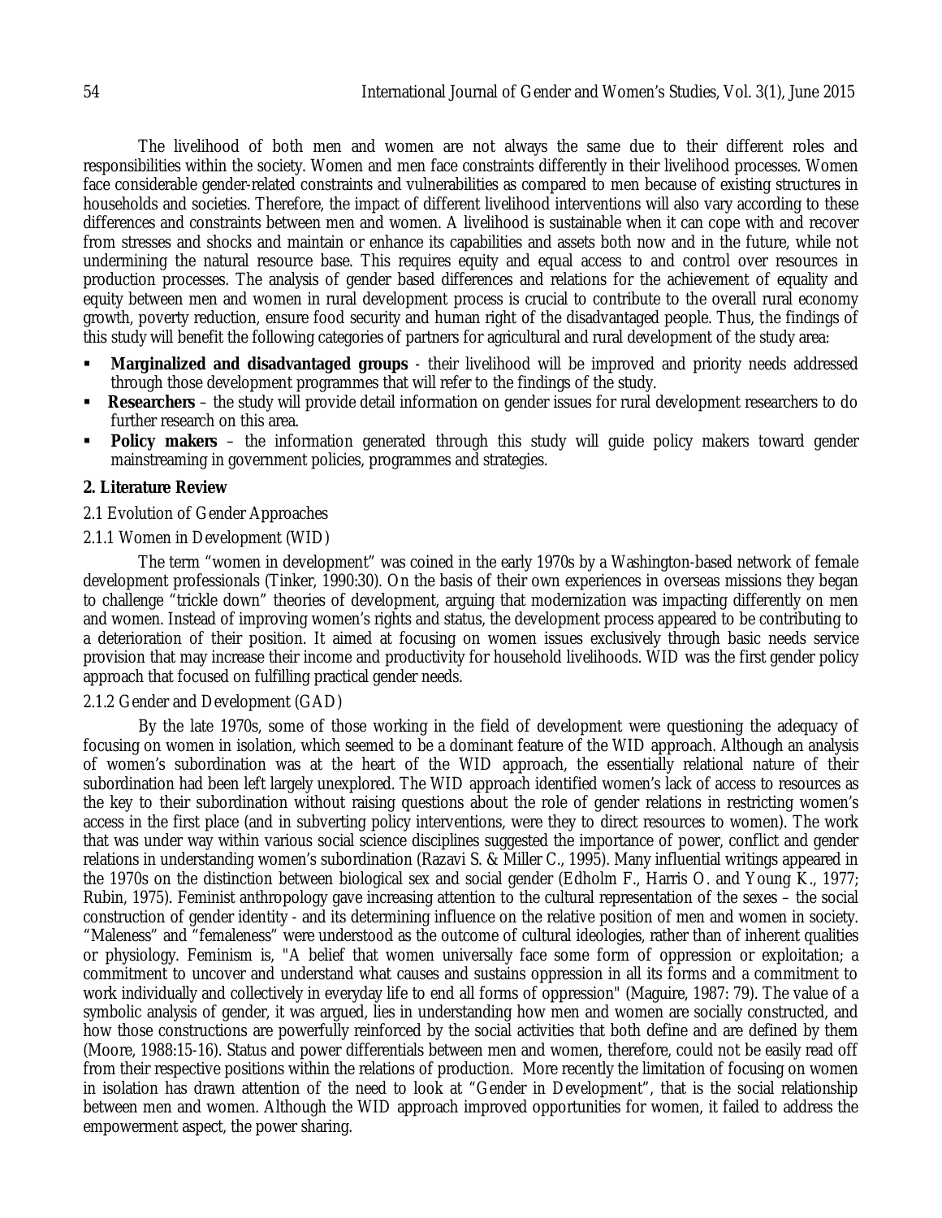The livelihood of both men and women are not always the same due to their different roles and responsibilities within the society. Women and men face constraints differently in their livelihood processes. Women face considerable gender-related constraints and vulnerabilities as compared to men because of existing structures in households and societies. Therefore, the impact of different livelihood interventions will also vary according to these differences and constraints between men and women. A livelihood is sustainable when it can cope with and recover from stresses and shocks and maintain or enhance its capabilities and assets both now and in the future, while not undermining the natural resource base. This requires equity and equal access to and control over resources in production processes. The analysis of gender based differences and relations for the achievement of equality and equity between men and women in rural development process is crucial to contribute to the overall rural economy growth, poverty reduction, ensure food security and human right of the disadvantaged people. Thus, the findings of this study will benefit the following categories of partners for agricultural and rural development of the study area:

- **Marginalized and disadvantaged groups** - their livelihood will be improved and priority needs addressed through those development programmes that will refer to the findings of the study.
- **Researchers** – the study will provide detail information on gender issues for rural development researchers to do further research on this area.
- **Policy makers** – the information generated through this study will guide policy makers toward gender mainstreaming in government policies, programmes and strategies.

## 2. Literature Review

### 2.1 Evolution of Gender Approaches

#### 2.1.1 Women in Development (WID)

The term "women in development" was coined in the early 1970s by a Washington-based network of female development professionals (Tinker, 1990:30). On the basis of their own experiences in overseas missions they began to challenge "trickle down" theories of development, arguing that modernization was impacting differently on men and women. Instead of improving women's rights and status, the development process appeared to be contributing to a deterioration of their position. It aimed at focusing on women issues exclusively through basic needs service provision that may increase their income and productivity for household livelihoods. WID was the first gender policy approach that focused on fulfilling practical gender needs.

#### 2.1.2 Gender and Development (GAD)

By the late 1970s, some of those working in the field of development were questioning the adequacy of focusing on women in isolation, which seemed to be a dominant feature of the WID approach. Although an analysis of women's subordination was at the heart of the WID approach, the essentially relational nature of their subordination had been left largely unexplored. The WID approach identified women's lack of access to resources as the key to their subordination without raising questions about the role of gender relations in restricting women's access in the first place (and in subverting policy interventions, were they to direct resources to women). The work that was under way within various social science disciplines suggested the importance of power, conflict and gender relations in understanding women's subordination (Razavi S. & Miller C., 1995). Many influential writings appeared in the 1970s on the distinction between biological sex and social gender (Edholm F., Harris O. and Young K., 1977; Rubin, 1975). Feminist anthropology gave increasing attention to the cultural representation of the sexes – the social construction of gender identity - and its determining influence on the relative position of men and women in society. "Maleness" and "femaleness" were understood as the outcome of cultural ideologies, rather than of inherent qualities or physiology. Feminism is, "A belief that women universally face some form of oppression or exploitation; a commitment to uncover and understand what causes and sustains oppression in all its forms and a commitment to work individually and collectively in everyday life to end all forms of oppression" (Maguire, 1987: 79). The value of a symbolic analysis of gender, it was argued, lies in understanding how men and women are socially constructed, and how those constructions are powerfully reinforced by the social activities that both define and are defined by them (Moore, 1988:15-16). Status and power differentials between men and women, therefore, could not be easily read off from their respective positions within the relations of production. More recently the limitation of focusing on women in isolation has drawn attention of the need to look at "Gender in Development", that is the social relationship between men and women. Although the WID approach improved opportunities for women, it failed to address the empowerment aspect, the power sharing.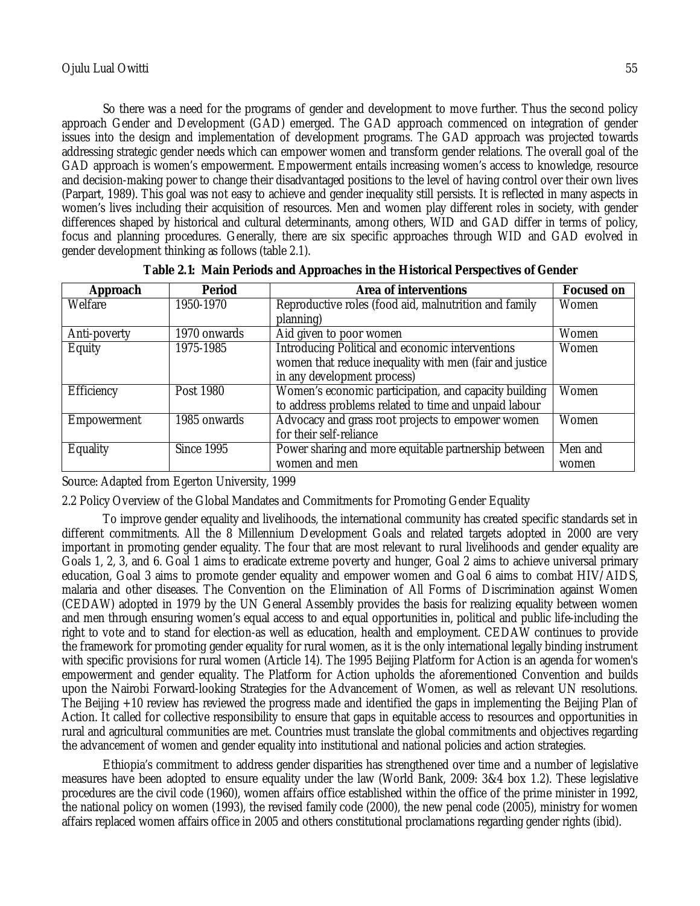So there was a need for the programs of gender and development to move further. Thus the second policy approach Gender and Development (GAD) emerged. The GAD approach commenced on integration of gender issues into the design and implementation of development programs. The GAD approach was projected towards addressing strategic gender needs which can empower women and transform gender relations. The overall goal of the GAD approach is women's empowerment. Empowerment entails increasing women's access to knowledge, resource and decision-making power to change their disadvantaged positions to the level of having control over their own lives (Parpart, 1989). This goal was not easy to achieve and gender inequality still persists. It is reflected in many aspects in women's lives including their acquisition of resources. Men and women play different roles in society, with gender differences shaped by historical and cultural determinants, among others, WID and GAD differ in terms of policy, focus and planning procedures. Generally, there are six specific approaches through WID and GAD evolved in gender development thinking as follows (table 2.1).

**Table 2.1: Main Periods and Approaches in the Historical Perspectives of Gender**

| Approach | Period | Area of interventions | Focused on |
|---|---|---|---|
| Welfare | 1950-1970 | Reproductive roles (food aid, malnutrition and family planning) | Women |
| Anti-poverty | 1970 onwards | Aid given to poor women | Women |
| Equity | 1975-1985 | Introducing Political and economic interventions women that reduce inequality with men (fair and justice in any development process) | Women |
| Efficiency | Post 1980 | Women's economic participation, and capacity building to address problems related to time and unpaid labour | Women |
| Empowerment | 1985 onwards | Advocacy and grass root projects to empower women for their self-reliance | Women |
| Equality | Since 1995 | Power sharing and more equitable partnership between women and men | Men and women |

Source: Adapted from Egerton University, 1999

2.2 Policy Overview of the Global Mandates and Commitments for Promoting Gender Equality

To improve gender equality and livelihoods, the international community has created specific standards set in different commitments. All the 8 Millennium Development Goals and related targets adopted in 2000 are very important in promoting gender equality. The four that are most relevant to rural livelihoods and gender equality are Goals 1, 2, 3, and 6. Goal 1 aims to eradicate extreme poverty and hunger, Goal 2 aims to achieve universal primary education, Goal 3 aims to promote gender equality and empower women and Goal 6 aims to combat HIV/AIDS, malaria and other diseases. The Convention on the Elimination of All Forms of Discrimination against Women (CEDAW) adopted in 1979 by the UN General Assembly provides the basis for realizing equality between women and men through ensuring women's equal access to and equal opportunities in, political and public life-including the right to vote and to stand for election-as well as education, health and employment. CEDAW continues to provide the framework for promoting gender equality for rural women, as it is the only international legally binding instrument with specific provisions for rural women (Article 14). The 1995 Beijing Platform for Action is an agenda for women's empowerment and gender equality. The Platform for Action upholds the aforementioned Convention and builds upon the Nairobi Forward-looking Strategies for the Advancement of Women, as well as relevant UN resolutions. The Beijing +10 review has reviewed the progress made and identified the gaps in implementing the Beijing Plan of Action. It called for collective responsibility to ensure that gaps in equitable access to resources and opportunities in rural and agricultural communities are met. Countries must translate the global commitments and objectives regarding the advancement of women and gender equality into institutional and national policies and action strategies.

Ethiopia's commitment to address gender disparities has strengthened over time and a number of legislative measures have been adopted to ensure equality under the law (World Bank, 2009: 3&4 box 1.2). These legislative procedures are the civil code (1960), women affairs office established within the office of the prime minister in 1992, the national policy on women (1993), the revised family code (2000), the new penal code (2005), ministry for women affairs replaced women affairs office in 2005 and others constitutional proclamations regarding gender rights (ibid).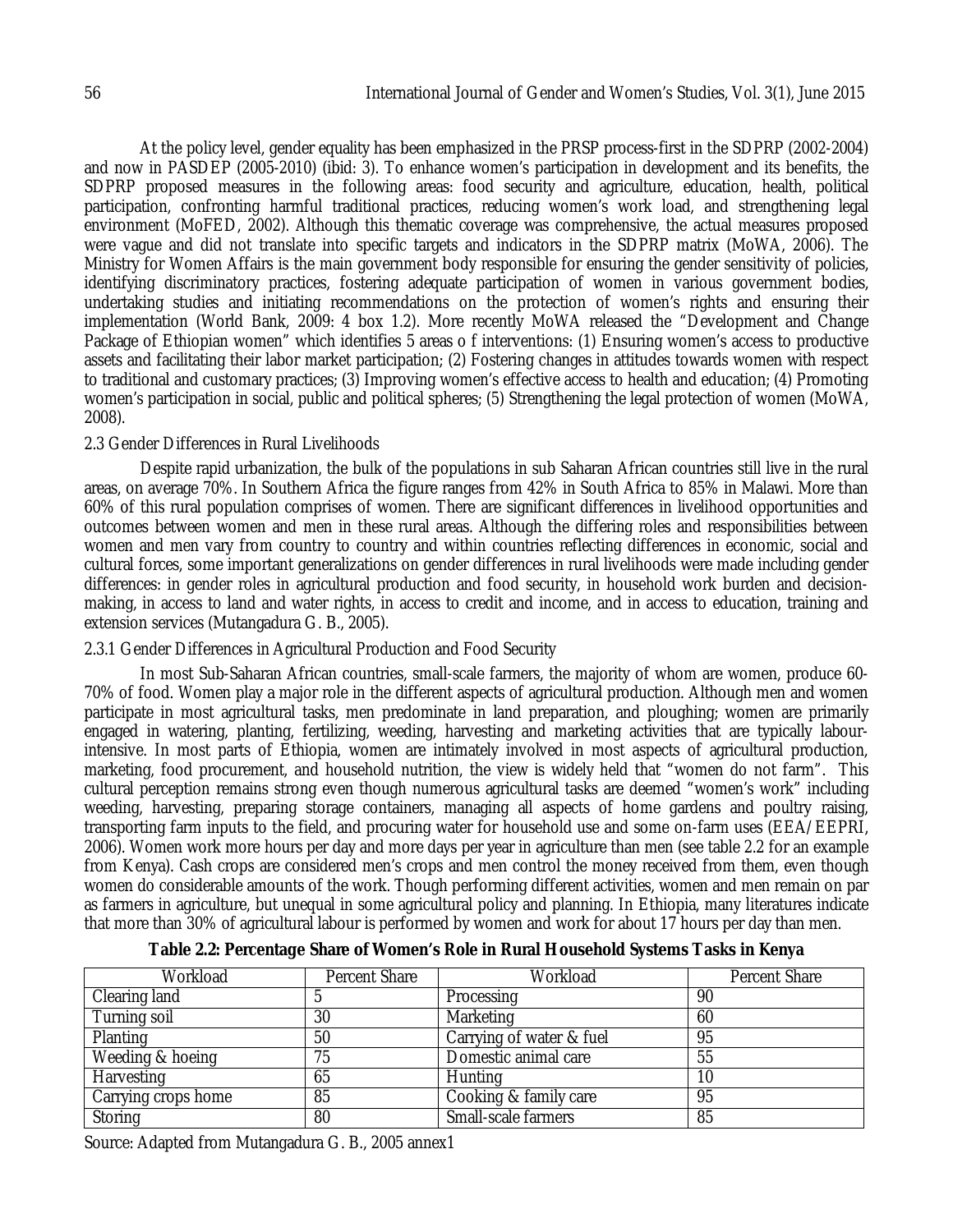At the policy level, gender equality has been emphasized in the PRSP process-first in the SDPRP (2002-2004) and now in PASDEP (2005-2010) (ibid: 3). To enhance women's participation in development and its benefits, the SDPRP proposed measures in the following areas: food security and agriculture, education, health, political participation, confronting harmful traditional practices, reducing women's work load, and strengthening legal environment (MoFED, 2002). Although this thematic coverage was comprehensive, the actual measures proposed were vague and did not translate into specific targets and indicators in the SDPRP matrix (MoWA, 2006). The Ministry for Women Affairs is the main government body responsible for ensuring the gender sensitivity of policies, identifying discriminatory practices, fostering adequate participation of women in various government bodies, undertaking studies and initiating recommendations on the protection of women's rights and ensuring their implementation (World Bank, 2009: 4 box 1.2). More recently MoWA released the "Development and Change Package of Ethiopian women" which identifies 5 areas o f interventions: (1) Ensuring women's access to productive assets and facilitating their labor market participation; (2) Fostering changes in attitudes towards women with respect to traditional and customary practices; (3) Improving women's effective access to health and education; (4) Promoting women's participation in social, public and political spheres; (5) Strengthening the legal protection of women (MoWA, 2008).

### 2.3 Gender Differences in Rural Livelihoods

Despite rapid urbanization, the bulk of the populations in sub Saharan African countries still live in the rural areas, on average 70%. In Southern Africa the figure ranges from 42% in South Africa to 85% in Malawi. More than 60% of this rural population comprises of women. There are significant differences in livelihood opportunities and outcomes between women and men in these rural areas. Although the differing roles and responsibilities between women and men vary from country to country and within countries reflecting differences in economic, social and cultural forces, some important generalizations on gender differences in rural livelihoods were made including gender differences: in gender roles in agricultural production and food security, in household work burden and decision-making, in access to land and water rights, in access to credit and income, and in access to education, training and extension services (Mutangadura G. B., 2005).

#### 2.3.1 Gender Differences in Agricultural Production and Food Security

In most Sub-Saharan African countries, small-scale farmers, the majority of whom are women, produce 60-70% of food. Women play a major role in the different aspects of agricultural production. Although men and women participate in most agricultural tasks, men predominate in land preparation, and ploughing; women are primarily engaged in watering, planting, fertilizing, weeding, harvesting and marketing activities that are typically labour-intensive. In most parts of Ethiopia, women are intimately involved in most aspects of agricultural production, marketing, food procurement, and household nutrition, the view is widely held that "women do not farm". This cultural perception remains strong even though numerous agricultural tasks are deemed "women's work" including weeding, harvesting, preparing storage containers, managing all aspects of home gardens and poultry raising, transporting farm inputs to the field, and procuring water for household use and some on-farm uses (EEA/EEPRI, 2006). Women work more hours per day and more days per year in agriculture than men (see table 2.2 for an example from Kenya). Cash crops are considered men's crops and men control the money received from them, even though women do considerable amounts of the work. Though performing different activities, women and men remain on par as farmers in agriculture, but unequal in some agricultural policy and planning. In Ethiopia, many literatures indicate that more than 30% of agricultural labour is performed by women and work for about 17 hours per day than men.

**Table 2.2: Percentage Share of Women's Role in Rural Household Systems Tasks in Kenya**

| Workload | Percent Share | Workload | Percent Share |
|---|---|---|---|
| Clearing land | 5 | Processing | 90 |
| Turning soil | 30 | Marketing | 60 |
| Planting | 50 | Carrying of water & fuel | 95 |
| Weeding & hoeing | 75 | Domestic animal care | 55 |
| Harvesting | 65 | Hunting | 10 |
| Carrying crops home | 85 | Cooking & family care | 95 |
| Storing | 80 | Small-scale farmers | 85 |

Source: Adapted from Mutangadura G. B., 2005 annex1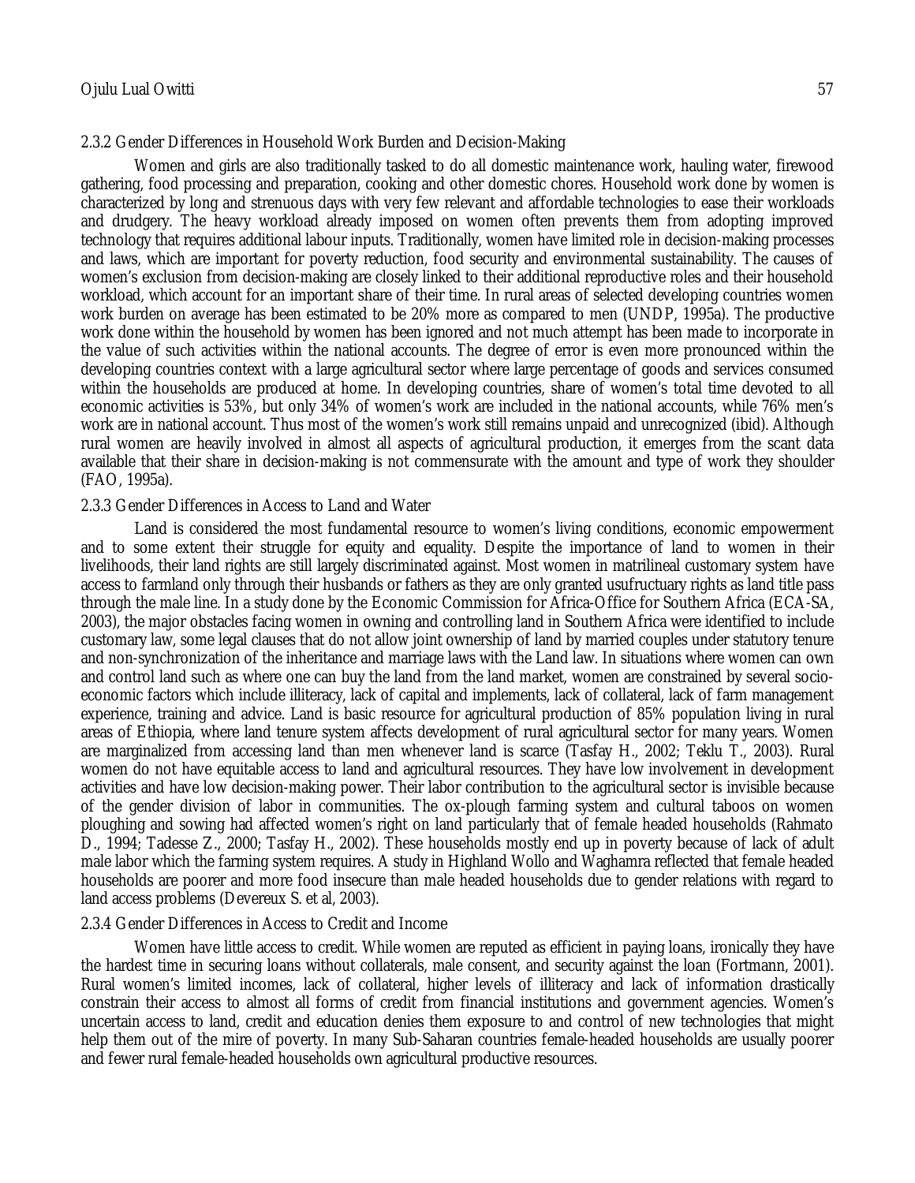### 2.3.2 Gender Differences in Household Work Burden and Decision-Making

Women and girls are also traditionally tasked to do all domestic maintenance work, hauling water, firewood gathering, food processing and preparation, cooking and other domestic chores. Household work done by women is characterized by long and strenuous days with very few relevant and affordable technologies to ease their workloads and drudgery. The heavy workload already imposed on women often prevents them from adopting improved technology that requires additional labour inputs. Traditionally, women have limited role in decision-making processes and laws, which are important for poverty reduction, food security and environmental sustainability. The causes of women's exclusion from decision-making are closely linked to their additional reproductive roles and their household workload, which account for an important share of their time. In rural areas of selected developing countries women work burden on average has been estimated to be 20% more as compared to men (UNDP, 1995a). The productive work done within the household by women has been ignored and not much attempt has been made to incorporate in the value of such activities within the national accounts. The degree of error is even more pronounced within the developing countries context with a large agricultural sector where large percentage of goods and services consumed within the households are produced at home. In developing countries, share of women's total time devoted to all economic activities is 53%, but only 34% of women's work are included in the national accounts, while 76% men's work are in national account. Thus most of the women's work still remains unpaid and unrecognized (ibid). Although rural women are heavily involved in almost all aspects of agricultural production, it emerges from the scant data available that their share in decision-making is not commensurate with the amount and type of work they shoulder (FAO, 1995a).

### 2.3.3 Gender Differences in Access to Land and Water

Land is considered the most fundamental resource to women's living conditions, economic empowerment and to some extent their struggle for equity and equality. Despite the importance of land to women in their livelihoods, their land rights are still largely discriminated against. Most women in matrilineal customary system have access to farmland only through their husbands or fathers as they are only granted usufructuary rights as land title pass through the male line. In a study done by the Economic Commission for Africa-Office for Southern Africa (ECA-SA, 2003), the major obstacles facing women in owning and controlling land in Southern Africa were identified to include customary law, some legal clauses that do not allow joint ownership of land by married couples under statutory tenure and non-synchronization of the inheritance and marriage laws with the Land law. In situations where women can own and control land such as where one can buy the land from the land market, women are constrained by several socio-economic factors which include illiteracy, lack of capital and implements, lack of collateral, lack of farm management experience, training and advice. Land is basic resource for agricultural production of 85% population living in rural areas of Ethiopia, where land tenure system affects development of rural agricultural sector for many years. Women are marginalized from accessing land than men whenever land is scarce (Tasfay H., 2002; Teklu T., 2003). Rural women do not have equitable access to land and agricultural resources. They have low involvement in development activities and have low decision-making power. Their labor contribution to the agricultural sector is invisible because of the gender division of labor in communities. The ox-plough farming system and cultural taboos on women ploughing and sowing had affected women's right on land particularly that of female headed households (Rahmato D., 1994; Tadesse Z., 2000; Tasfay H., 2002). These households mostly end up in poverty because of lack of adult male labor which the farming system requires. A study in Highland Wollo and Waghamra reflected that female headed households are poorer and more food insecure than male headed households due to gender relations with regard to land access problems (Devereux S. et al, 2003).

### 2.3.4 Gender Differences in Access to Credit and Income

Women have little access to credit. While women are reputed as efficient in paying loans, ironically they have the hardest time in securing loans without collaterals, male consent, and security against the loan (Fortmann, 2001). Rural women's limited incomes, lack of collateral, higher levels of illiteracy and lack of information drastically constrain their access to almost all forms of credit from financial institutions and government agencies. Women's uncertain access to land, credit and education denies them exposure to and control of new technologies that might help them out of the mire of poverty. In many Sub-Saharan countries female-headed households are usually poorer and fewer rural female-headed households own agricultural productive resources.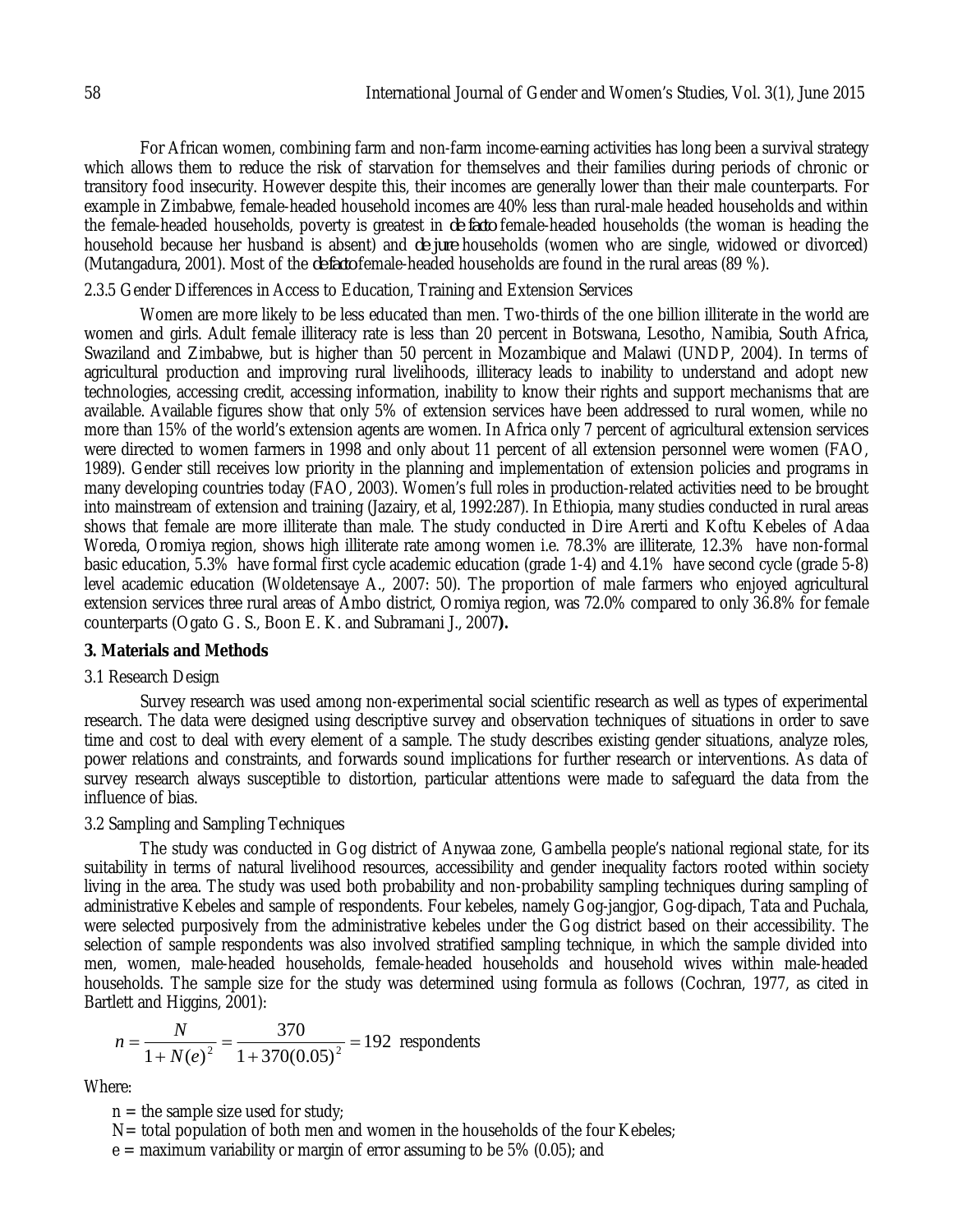For African women, combining farm and non-farm income-earning activities has long been a survival strategy which allows them to reduce the risk of starvation for themselves and their families during periods of chronic or transitory food insecurity. However despite this, their incomes are generally lower than their male counterparts. For example in Zimbabwe, female-headed household incomes are 40% less than rural-male headed households and within the female-headed households, poverty is greatest in *de facto* female-headed households (the woman is heading the household because her husband is absent) and *de jure* households (women who are single, widowed or divorced) (Mutangadura, 2001). Most of the *de facto* female-headed households are found in the rural areas (89 %).

#### 2.3.5 Gender Differences in Access to Education, Training and Extension Services

Women are more likely to be less educated than men. Two-thirds of the one billion illiterate in the world are women and girls. Adult female illiteracy rate is less than 20 percent in Botswana, Lesotho, Namibia, South Africa, Swaziland and Zimbabwe, but is higher than 50 percent in Mozambique and Malawi (UNDP, 2004). In terms of agricultural production and improving rural livelihoods, illiteracy leads to inability to understand and adopt new technologies, accessing credit, accessing information, inability to know their rights and support mechanisms that are available. Available figures show that only 5% of extension services have been addressed to rural women, while no more than 15% of the world's extension agents are women. In Africa only 7 percent of agricultural extension services were directed to women farmers in 1998 and only about 11 percent of all extension personnel were women (FAO, 1989). Gender still receives low priority in the planning and implementation of extension policies and programs in many developing countries today (FAO, 2003). Women's full roles in production-related activities need to be brought into mainstream of extension and training (Jazairy, et al, 1992:287). In Ethiopia, many studies conducted in rural areas shows that female are more illiterate than male. The study conducted in Dire Arerti and Koftu Kebeles of Adaa Woreda, Oromiya region, shows high illiterate rate among women i.e. 78.3% are illiterate, 12.3% have non-formal basic education, 5.3% have formal first cycle academic education (grade 1-4) and 4.1% have second cycle (grade 5-8) level academic education (Woldetensaye A., 2007: 50). The proportion of male farmers who enjoyed agricultural extension services three rural areas of Ambo district, Oromiya region, was 72.0% compared to only 36.8% for female counterparts (Ogato G. S., Boon E. K. and Subramani J., 2007**).**

## 3. Materials and Methods

### 3.1 Research Design

Survey research was used among non-experimental social scientific research as well as types of experimental research. The data were designed using descriptive survey and observation techniques of situations in order to save time and cost to deal with every element of a sample. The study describes existing gender situations, analyze roles, power relations and constraints, and forwards sound implications for further research or interventions. As data of survey research always susceptible to distortion, particular attentions were made to safeguard the data from the influence of bias.

### 3.2 Sampling and Sampling Techniques

The study was conducted in Gog district of Anywaa zone, Gambella people's national regional state, for its suitability in terms of natural livelihood resources, accessibility and gender inequality factors rooted within society living in the area. The study was used both probability and non-probability sampling techniques during sampling of administrative Kebeles and sample of respondents. Four kebeles, namely Gog-jangjor, Gog-dipach, Tata and Puchala, were selected purposively from the administrative kebeles under the Gog district based on their accessibility. The selection of sample respondents was also involved stratified sampling technique, in which the sample divided into men, women, male-headed households, female-headed households and household wives within male-headed households. The sample size for the study was determined using formula as follows (Cochran, 1977, as cited in Bartlett and Higgins, 2001):

$$n = \frac{N}{1 + N(e)^2} = \frac{370}{1 + 370(0.05)^2} = 192 \text{ respondents}$$

Where:

- n = the sample size used for study;
- N= total population of both men and women in the households of the four Kebeles;
- e = maximum variability or margin of error assuming to be 5% (0.05); and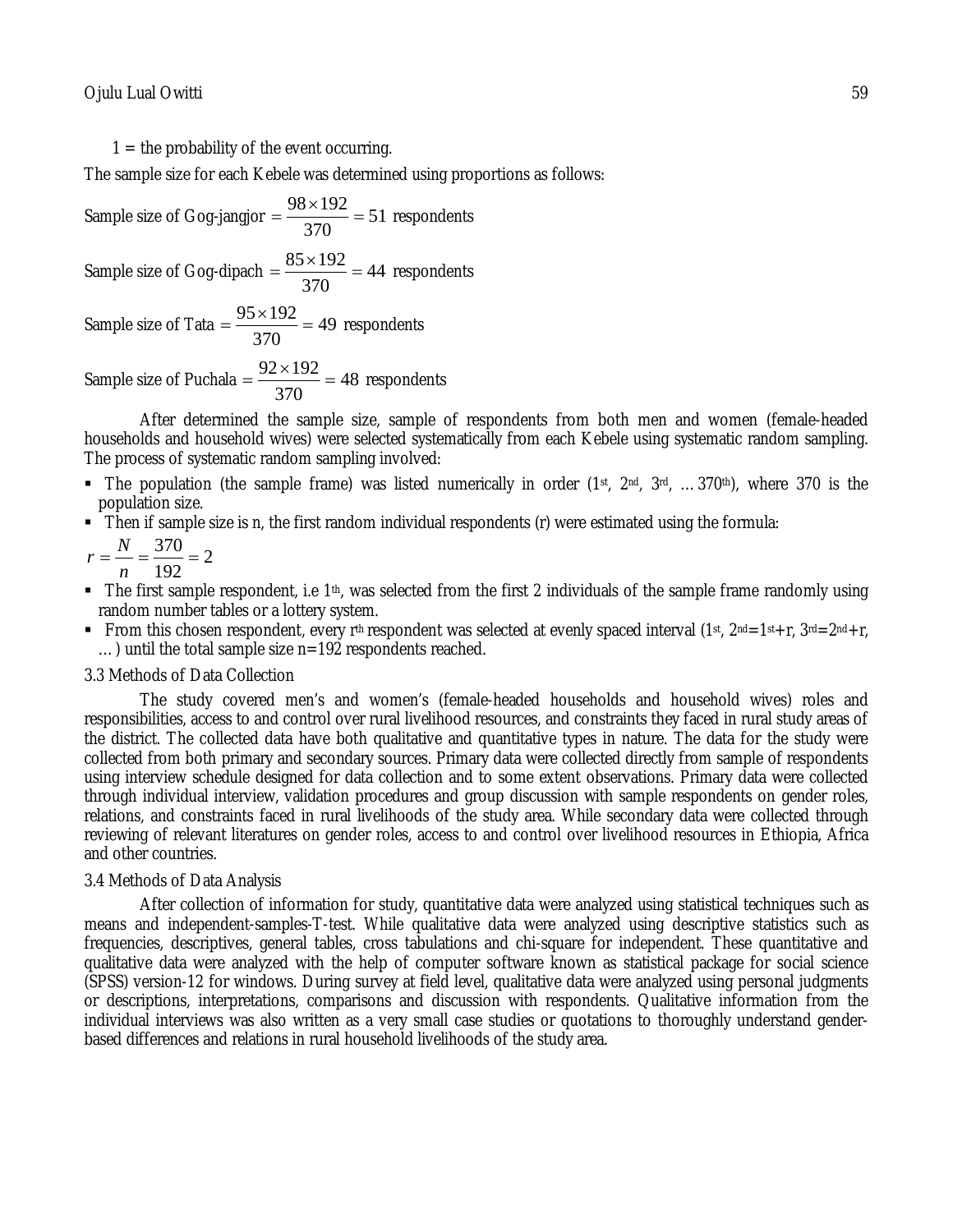$1 =$ the probability of the event occurring.

The sample size for each Kebele was determined using proportions as follows:

Sample size of Gog-jangjor $= \frac{98 \times 192}{370} = 51$ respondents

Sample size of Gog-dipach $= \frac{85 \times 192}{370} = 44$ respondents

Sample size of Tata $= \frac{95 \times 192}{370} = 49$ respondents

Sample size of Puchala $= \frac{92 \times 192}{370} = 48$ respondents

After determined the sample size, sample of respondents from both men and women (female-headed households and household wives) were selected systematically from each Kebele using systematic random sampling. The process of systematic random sampling involved:

- The population (the sample frame) was listed numerically in order ($1^{st}$, $2^{nd}$, $3^{rd}$, … $370^{th}$), where 370 is the population size.
- Then if sample size is n, the first random individual respondents (r) were estimated using the formula:

$$r = \frac{N}{n} = \frac{370}{192} = 2$$

- The first sample respondent, i.e $1^{th}$, was selected from the first 2 individuals of the sample frame randomly using random number tables or a lottery system.
- From this chosen respondent, every $r^{th}$ respondent was selected at evenly spaced interval ($1^{st}$, $2^{nd}=1^{st}+r$, $3^{rd}=2^{nd}+r$, … ) until the total sample size n=192 respondents reached.

### 3.3 Methods of Data Collection

The study covered men's and women's (female-headed households and household wives) roles and responsibilities, access to and control over rural livelihood resources, and constraints they faced in rural study areas of the district. The collected data have both qualitative and quantitative types in nature. The data for the study were collected from both primary and secondary sources. Primary data were collected directly from sample of respondents using interview schedule designed for data collection and to some extent observations. Primary data were collected through individual interview, validation procedures and group discussion with sample respondents on gender roles, relations, and constraints faced in rural livelihoods of the study area. While secondary data were collected through reviewing of relevant literatures on gender roles, access to and control over livelihood resources in Ethiopia, Africa and other countries.

### 3.4 Methods of Data Analysis

After collection of information for study, quantitative data were analyzed using statistical techniques such as means and independent-samples-T-test. While qualitative data were analyzed using descriptive statistics such as frequencies, descriptives, general tables, cross tabulations and chi-square for independent. These quantitative and qualitative data were analyzed with the help of computer software known as statistical package for social science (SPSS) version-12 for windows. During survey at field level, qualitative data were analyzed using personal judgments or descriptions, interpretations, comparisons and discussion with respondents. Qualitative information from the individual interviews was also written as a very small case studies or quotations to thoroughly understand gender-based differences and relations in rural household livelihoods of the study area.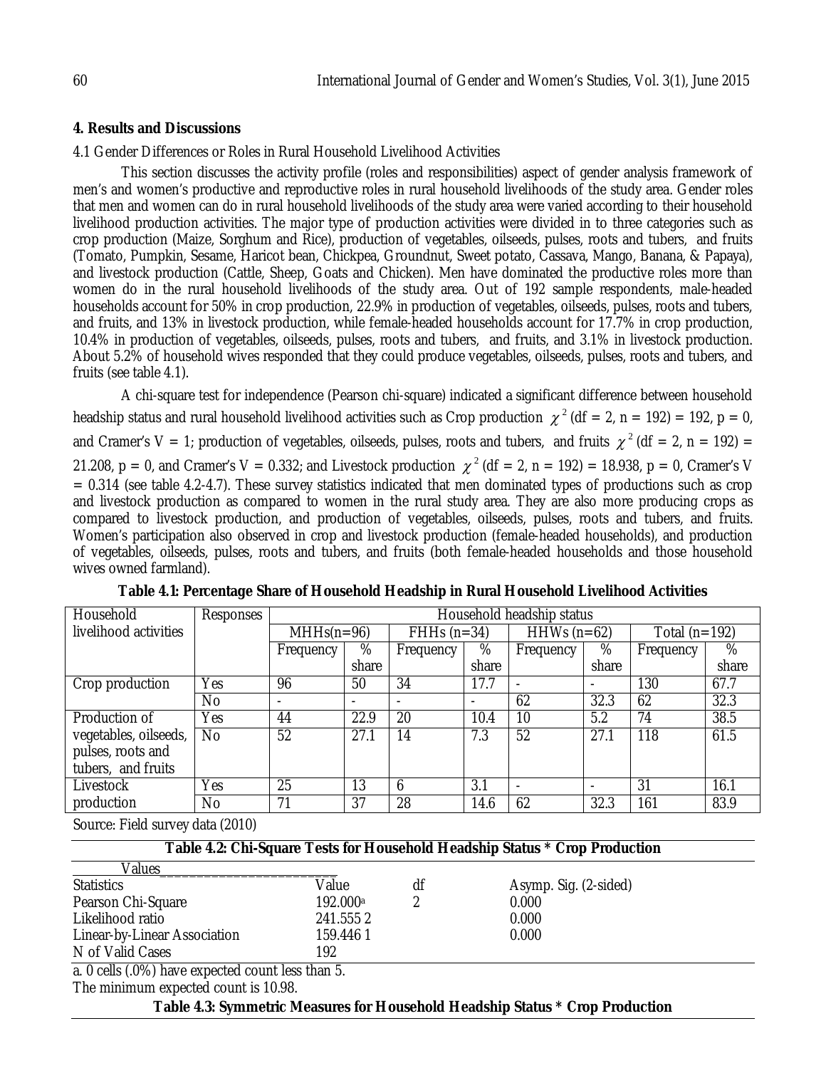## 4. Results and Discussions

### 4.1 Gender Differences or Roles in Rural Household Livelihood Activities

This section discusses the activity profile (roles and responsibilities) aspect of gender analysis framework of men's and women's productive and reproductive roles in rural household livelihoods of the study area. Gender roles that men and women can do in rural household livelihoods of the study area were varied according to their household livelihood production activities. The major type of production activities were divided in to three categories such as crop production (Maize, Sorghum and Rice), production of vegetables, oilseeds, pulses, roots and tubers, and fruits (Tomato, Pumpkin, Sesame, Haricot bean, Chickpea, Groundnut, Sweet potato, Cassava, Mango, Banana, & Papaya), and livestock production (Cattle, Sheep, Goats and Chicken). Men have dominated the productive roles more than women do in the rural household livelihoods of the study area. Out of 192 sample respondents, male-headed households account for 50% in crop production, 22.9% in production of vegetables, oilseeds, pulses, roots and tubers, and fruits, and 13% in livestock production, while female-headed households account for 17.7% in crop production, 10.4% in production of vegetables, oilseeds, pulses, roots and tubers, and fruits, and 3.1% in livestock production. About 5.2% of household wives responded that they could produce vegetables, oilseeds, pulses, roots and tubers, and fruits (see table 4.1).

A chi-square test for independence (Pearson chi-square) indicated a significant difference between household headship status and rural household livelihood activities such as Crop production $\chi^2$ (df = 2, n = 192) = 192, p = 0, and Cramer's V = 1; production of vegetables, oilseeds, pulses, roots and tubers, and fruits $\chi^2$ (df = 2, n = 192) = 21.208, p = 0, and Cramer's V = 0.332; and Livestock production $\chi^2$ (df = 2, n = 192) = 18.938, p = 0, Cramer's V = 0.314 (see table 4.2-4.7). These survey statistics indicated that men dominated types of productions such as crop and livestock production as compared to women in the rural study area. They are also more producing crops as compared to livestock production, and production of vegetables, oilseeds, pulses, roots and tubers, and fruits. Women's participation also observed in crop and livestock production (female-headed households), and production of vegetables, oilseeds, pulses, roots and tubers, and fruits (both female-headed households and those household wives owned farmland).

**Table 4.1: Percentage Share of Household Headship in Rural Household Livelihood Activities**

| Household livelihood activities | Responses | Household headship status | | | | | | | |
|---|---|---|---|---|---|---|---|---|---|
| | | MHHs(n=96) | | FHHs (n=34) | | HHWs (n=62) | | Total (n=192) | |
| | | Frequency | % share | Frequency | % share | Frequency | % share | Frequency | % share |
| Crop production | Yes | 96 | 50 | 34 | 17.7 | - | - | 130 | 67.7 |
| | No | - | - | - | - | 62 | 32.3 | 62 | 32.3 |
| Production of vegetables, oilseeds, pulses, roots and tubers, and fruits | Yes | 44 | 22.9 | 20 | 10.4 | 10 | 5.2 | 74 | 38.5 |
| | No | 52 | 27.1 | 14 | 7.3 | 52 | 27.1 | 118 | 61.5 |
| Livestock production | Yes | 25 | 13 | 6 | 3.1 | - | - | 31 | 16.1 |
| | No | 71 | 37 | 28 | 14.6 | 62 | 32.3 | 161 | 83.9 |

Source: Field survey data (2010)

**Table 4.2: Chi-Square Tests for Household Headship Status * Crop Production**

| Statistics | Value | df | Asymp. Sig. (2-sided) |
|---|---|---|---|
| Pearson Chi-Square | 192.000[a] | 2 | 0.000 |
| Likelihood ratio | 241.555 | 2 | 0.000 |
| Linear-by-Linear Association | 159.446 | 1 | 0.000 |
| N of Valid Cases | 192 | | |

a. 0 cells (.0%) have expected count less than 5.

The minimum expected count is 10.98.

**Table 4.3: Symmetric Measures for Household Headship Status * Crop Production**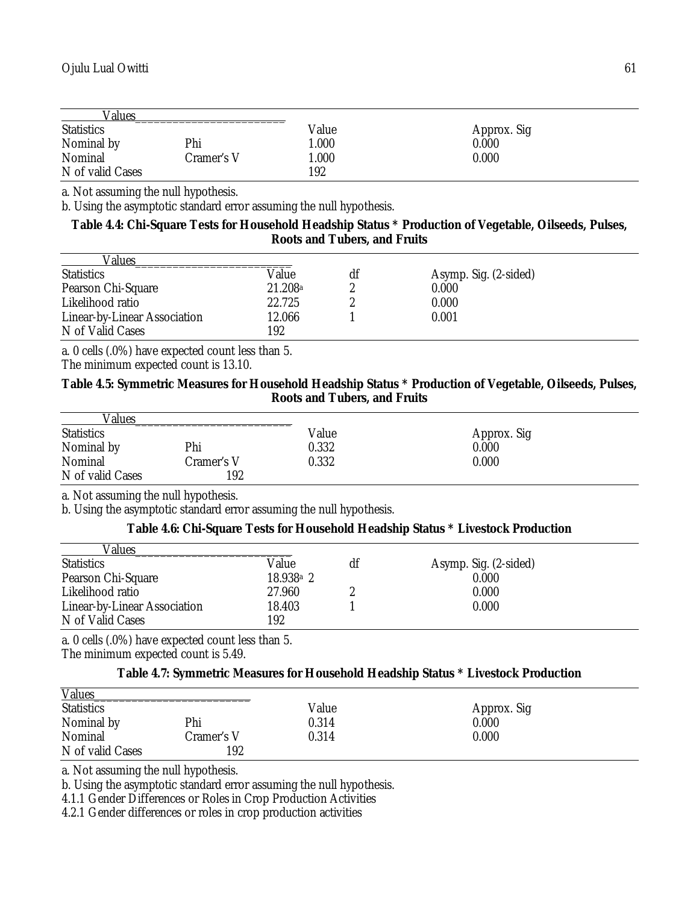| Values | | | |
|---|---|---|---|
| Statistics | | Value | Approx. Sig |
| Nominal by | Phi | 1.000 | 0.000 |
| Nominal | Cramer's V | 1.000 | 0.000 |
| N of valid Cases | | 192 | |

a. Not assuming the null hypothesis.

b. Using the asymptotic standard error assuming the null hypothesis.

**Table 4.4: Chi-Square Tests for Household Headship Status * Production of Vegetable, Oilseeds, Pulses, Roots and Tubers, and Fruits**

| Values | | | |
|---|---|---|---|
| Statistics | Value | df | Asymp. Sig. (2-sided) |
| Pearson Chi-Square | 21.208[a] | 2 | 0.000 |
| Likelihood ratio | 22.725 | 2 | 0.000 |
| Linear-by-Linear Association | 12.066 | 1 | 0.001 |
| N of Valid Cases | 192 | | |

a. 0 cells (.0%) have expected count less than 5.
The minimum expected count is 13.10.

**Table 4.5: Symmetric Measures for Household Headship Status * Production of Vegetable, Oilseeds, Pulses, Roots and Tubers, and Fruits**

| Values | | | |
|---|---|---|---|
| Statistics | | Value | Approx. Sig |
| Nominal by | Phi | 0.332 | 0.000 |
| Nominal | Cramer's V | 0.332 | 0.000 |
| N of valid Cases | 192 | | |

a. Not assuming the null hypothesis.

b. Using the asymptotic standard error assuming the null hypothesis.

**Table 4.6: Chi-Square Tests for Household Headship Status * Livestock Production**

| Values | | | |
|---|---|---|---|
| Statistics | Value | df | Asymp. Sig. (2-sided) |
| Pearson Chi-Square | 18.938[a] | 2 | 0.000 |
| Likelihood ratio | 27.960 | 2 | 0.000 |
| Linear-by-Linear Association | 18.403 | 1 | 0.000 |
| N of Valid Cases | 192 | | |

a. 0 cells (.0%) have expected count less than 5.
The minimum expected count is 5.49.

**Table 4.7: Symmetric Measures for Household Headship Status * Livestock Production**

| Values | | | |
|---|---|---|---|
| Statistics | | Value | Approx. Sig |
| Nominal by | Phi | 0.314 | 0.000 |
| Nominal | Cramer's V | 0.314 | 0.000 |
| N of valid Cases | 192 | | |

a. Not assuming the null hypothesis.

b. Using the asymptotic standard error assuming the null hypothesis.

4.1.1 Gender Differences or Roles in Crop Production Activities

4.2.1 Gender differences or roles in crop production activities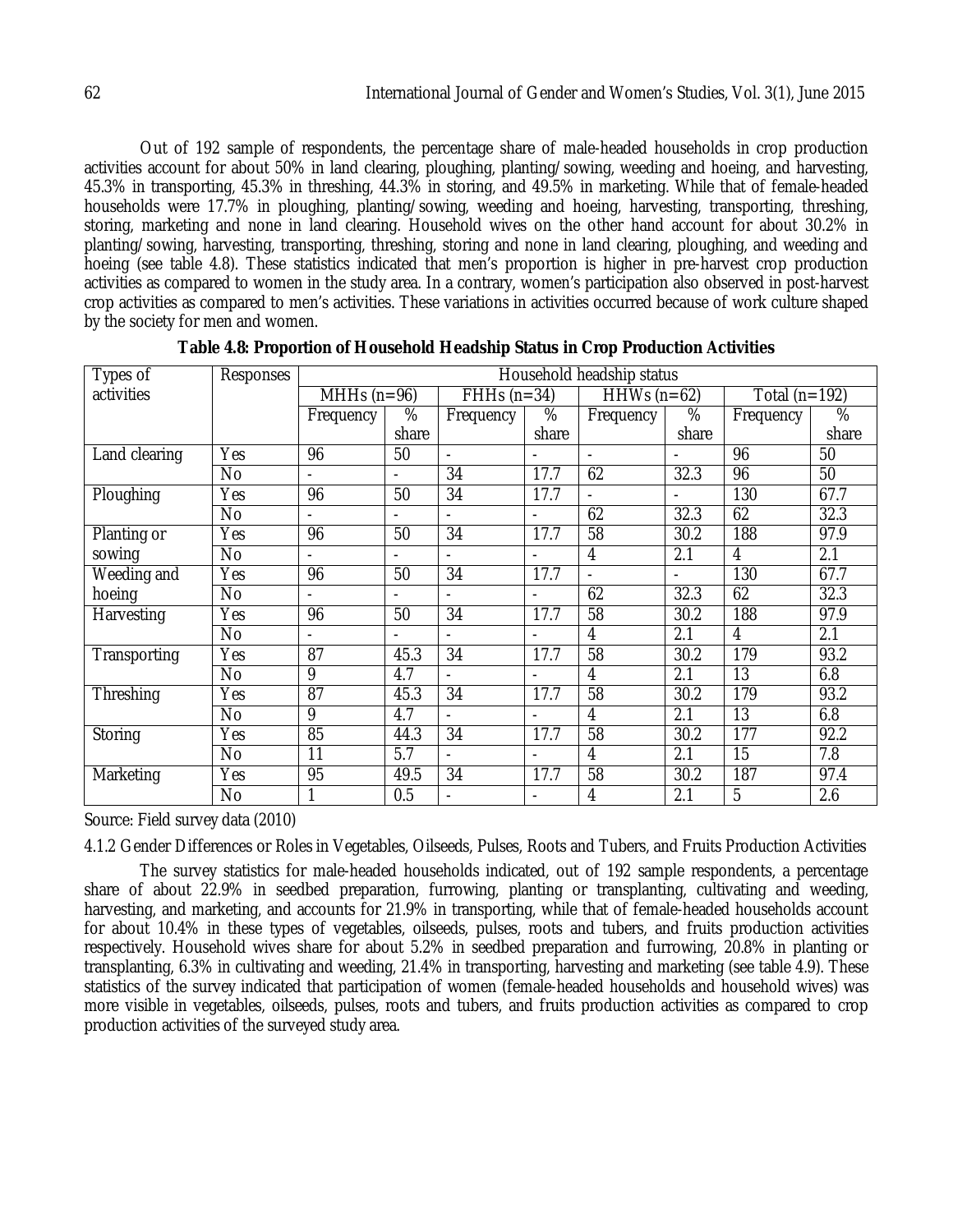Out of 192 sample of respondents, the percentage share of male-headed households in crop production activities account for about 50% in land clearing, ploughing, planting/sowing, weeding and hoeing, and harvesting, 45.3% in transporting, 45.3% in threshing, 44.3% in storing, and 49.5% in marketing. While that of female-headed households were 17.7% in ploughing, planting/sowing, weeding and hoeing, harvesting, transporting, threshing, storing, marketing and none in land clearing. Household wives on the other hand account for about 30.2% in planting/sowing, harvesting, transporting, threshing, storing and none in land clearing, ploughing, and weeding and hoeing (see table 4.8). These statistics indicated that men's proportion is higher in pre-harvest crop production activities as compared to women in the study area. In a contrary, women's participation also observed in post-harvest crop activities as compared to men's activities. These variations in activities occurred because of work culture shaped by the society for men and women.

**Table 4.8: Proportion of Household Headship Status in Crop Production Activities**

| Types of activities | Responses | Household headship status | | | | | | | |
|---|---|---|---|---|---|---|---|---|---|
| | | MHHs (n=96) | | FHHs (n=34) | | HHWs (n=62) | | Total (n=192) | |
| | | Frequency | % share | Frequency | % share | Frequency | % share | Frequency | % share |
| Land clearing | Yes | 96 | 50 | - | - | - | - | 96 | 50 |
| | No | - | - | 34 | 17.7 | 62 | 32.3 | 96 | 50 |
| Ploughing | Yes | 96 | 50 | 34 | 17.7 | - | - | 130 | 67.7 |
| | No | - | - | - | - | 62 | 32.3 | 62 | 32.3 |
| Planting or sowing | Yes | 96 | 50 | 34 | 17.7 | 58 | 30.2 | 188 | 97.9 |
| | No | - | - | - | - | 4 | 2.1 | 4 | 2.1 |
| Weeding and hoeing | Yes | 96 | 50 | 34 | 17.7 | - | - | 130 | 67.7 |
| | No | - | - | - | - | 62 | 32.3 | 62 | 32.3 |
| Harvesting | Yes | 96 | 50 | 34 | 17.7 | 58 | 30.2 | 188 | 97.9 |
| | No | - | - | - | - | 4 | 2.1 | 4 | 2.1 |
| Transporting | Yes | 87 | 45.3 | 34 | 17.7 | 58 | 30.2 | 179 | 93.2 |
| | No | 9 | 4.7 | - | - | 4 | 2.1 | 13 | 6.8 |
| Threshing | Yes | 87 | 45.3 | 34 | 17.7 | 58 | 30.2 | 179 | 93.2 |
| | No | 9 | 4.7 | - | - | 4 | 2.1 | 13 | 6.8 |
| Storing | Yes | 85 | 44.3 | 34 | 17.7 | 58 | 30.2 | 177 | 92.2 |
| | No | 11 | 5.7 | - | - | 4 | 2.1 | 15 | 7.8 |
| Marketing | Yes | 95 | 49.5 | 34 | 17.7 | 58 | 30.2 | 187 | 97.4 |
| | No | 1 | 0.5 | - | - | 4 | 2.1 | 5 | 2.6 |

Source: Field survey data (2010)

### 4.1.2 Gender Differences or Roles in Vegetables, Oilseeds, Pulses, Roots and Tubers, and Fruits Production Activities

The survey statistics for male-headed households indicated, out of 192 sample respondents, a percentage share of about 22.9% in seedbed preparation, furrowing, planting or transplanting, cultivating and weeding, harvesting, and marketing, and accounts for 21.9% in transporting, while that of female-headed households account for about 10.4% in these types of vegetables, oilseeds, pulses, roots and tubers, and fruits production activities respectively. Household wives share for about 5.2% in seedbed preparation and furrowing, 20.8% in planting or transplanting, 6.3% in cultivating and weeding, 21.4% in transporting, harvesting and marketing (see table 4.9). These statistics of the survey indicated that participation of women (female-headed households and household wives) was more visible in vegetables, oilseeds, pulses, roots and tubers, and fruits production activities as compared to crop production activities of the surveyed study area.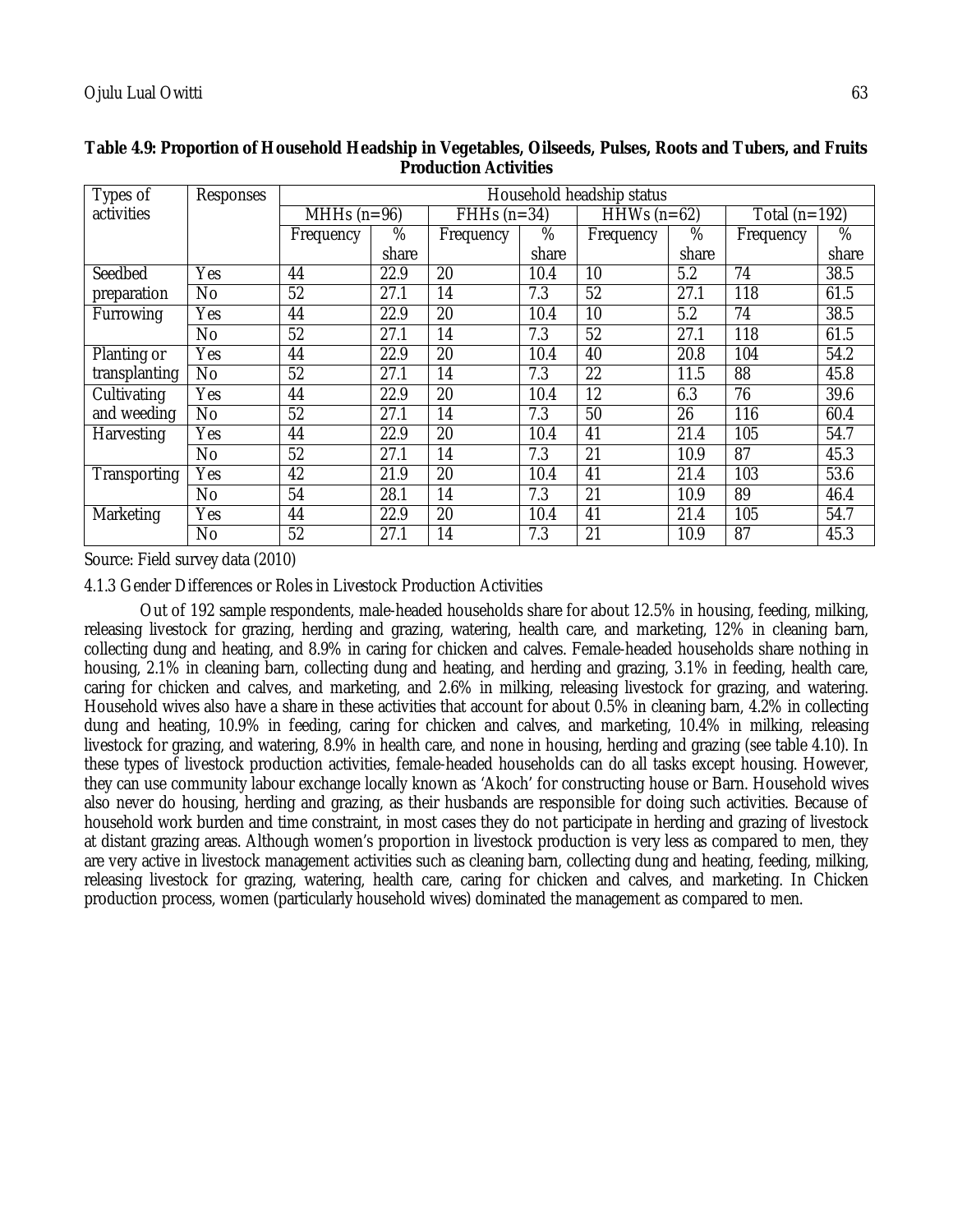**Table 4.9: Proportion of Household Headship in Vegetables, Oilseeds, Pulses, Roots and Tubers, and Fruits Production Activities**

| Types of activities | Responses | Household headship status | | | | | | | |
|---|---|---|---|---|---|---|---|---|---|
| | | MHHs (n=96) | | FHHs (n=34) | | HHWs (n=62) | | Total (n=192) | |
| | | Frequency | % share | Frequency | % share | Frequency | % share | Frequency | % share |
| Seedbed preparation | Yes | 44 | 22.9 | 20 | 10.4 | 10 | 5.2 | 74 | 38.5 |
| | No | 52 | 27.1 | 14 | 7.3 | 52 | 27.1 | 118 | 61.5 |
| Furrowing | Yes | 44 | 22.9 | 20 | 10.4 | 10 | 5.2 | 74 | 38.5 |
| | No | 52 | 27.1 | 14 | 7.3 | 52 | 27.1 | 118 | 61.5 |
| Planting or transplanting | Yes | 44 | 22.9 | 20 | 10.4 | 40 | 20.8 | 104 | 54.2 |
| | No | 52 | 27.1 | 14 | 7.3 | 22 | 11.5 | 88 | 45.8 |
| Cultivating and weeding | Yes | 44 | 22.9 | 20 | 10.4 | 12 | 6.3 | 76 | 39.6 |
| | No | 52 | 27.1 | 14 | 7.3 | 50 | 26 | 116 | 60.4 |
| Harvesting | Yes | 44 | 22.9 | 20 | 10.4 | 41 | 21.4 | 105 | 54.7 |
| | No | 52 | 27.1 | 14 | 7.3 | 21 | 10.9 | 87 | 45.3 |
| Transporting | Yes | 42 | 21.9 | 20 | 10.4 | 41 | 21.4 | 103 | 53.6 |
| | No | 54 | 28.1 | 14 | 7.3 | 21 | 10.9 | 89 | 46.4 |
| Marketing | Yes | 44 | 22.9 | 20 | 10.4 | 41 | 21.4 | 105 | 54.7 |
| | No | 52 | 27.1 | 14 | 7.3 | 21 | 10.9 | 87 | 45.3 |

Source: Field survey data (2010)

#### 4.1.3 Gender Differences or Roles in Livestock Production Activities

Out of 192 sample respondents, male-headed households share for about 12.5% in housing, feeding, milking, releasing livestock for grazing, herding and grazing, watering, health care, and marketing, 12% in cleaning barn, collecting dung and heating, and 8.9% in caring for chicken and calves. Female-headed households share nothing in housing, 2.1% in cleaning barn, collecting dung and heating, and herding and grazing, 3.1% in feeding, health care, caring for chicken and calves, and marketing, and 2.6% in milking, releasing livestock for grazing, and watering. Household wives also have a share in these activities that account for about 0.5% in cleaning barn, 4.2% in collecting dung and heating, 10.9% in feeding, caring for chicken and calves, and marketing, 10.4% in milking, releasing livestock for grazing, and watering, 8.9% in health care, and none in housing, herding and grazing (see table 4.10). In these types of livestock production activities, female-headed households can do all tasks except housing. However, they can use community labour exchange locally known as 'Akoch' for constructing house or Barn. Household wives also never do housing, herding and grazing, as their husbands are responsible for doing such activities. Because of household work burden and time constraint, in most cases they do not participate in herding and grazing of livestock at distant grazing areas. Although women's proportion in livestock production is very less as compared to men, they are very active in livestock management activities such as cleaning barn, collecting dung and heating, feeding, milking, releasing livestock for grazing, watering, health care, caring for chicken and calves, and marketing. In Chicken production process, women (particularly household wives) dominated the management as compared to men.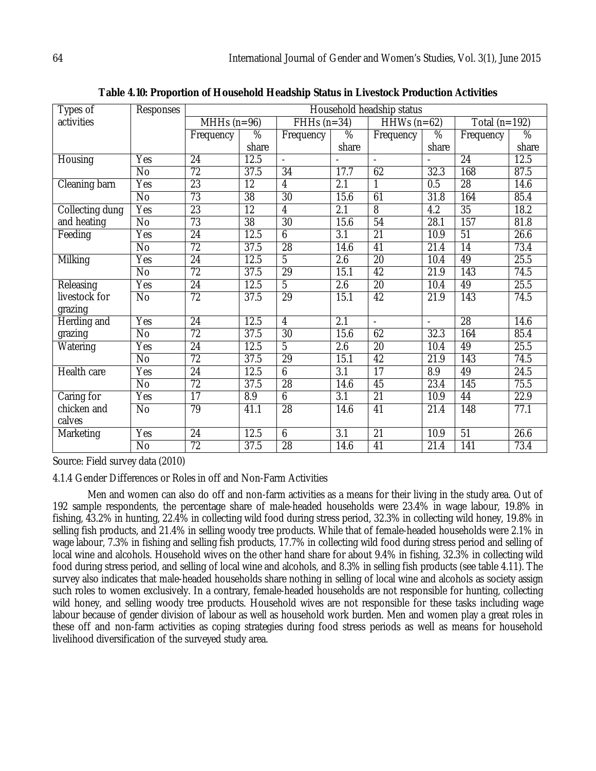**Table 4.10: Proportion of Household Headship Status in Livestock Production Activities**

| Types of activities | Responses | Household headship status | | | | | | | |
|---|---|---|---|---|---|---|---|---|---|
| | | MHHs (n=96) | | FHHs (n=34) | | HHWs (n=62) | | Total (n=192) | |
| | | Frequency | % share | Frequency | % share | Frequency | % share | Frequency | % share |
| Housing | Yes | 24 | 12.5 | - | - | - | - | 24 | 12.5 |
| | No | 72 | 37.5 | 34 | 17.7 | 62 | 32.3 | 168 | 87.5 |
| Cleaning barn | Yes | 23 | 12 | 4 | 2.1 | 1 | 0.5 | 28 | 14.6 |
| | No | 73 | 38 | 30 | 15.6 | 61 | 31.8 | 164 | 85.4 |
| Collecting dung and heating | Yes | 23 | 12 | 4 | 2.1 | 8 | 4.2 | 35 | 18.2 |
| | No | 73 | 38 | 30 | 15.6 | 54 | 28.1 | 157 | 81.8 |
| Feeding | Yes | 24 | 12.5 | 6 | 3.1 | 21 | 10.9 | 51 | 26.6 |
| | No | 72 | 37.5 | 28 | 14.6 | 41 | 21.4 | 14 | 73.4 |
| Milking | Yes | 24 | 12.5 | 5 | 2.6 | 20 | 10.4 | 49 | 25.5 |
| | No | 72 | 37.5 | 29 | 15.1 | 42 | 21.9 | 143 | 74.5 |
| Releasing livestock for grazing | Yes | 24 | 12.5 | 5 | 2.6 | 20 | 10.4 | 49 | 25.5 |
| | No | 72 | 37.5 | 29 | 15.1 | 42 | 21.9 | 143 | 74.5 |
| Herding and grazing | Yes | 24 | 12.5 | 4 | 2.1 | - | - | 28 | 14.6 |
| | No | 72 | 37.5 | 30 | 15.6 | 62 | 32.3 | 164 | 85.4 |
| Watering | Yes | 24 | 12.5 | 5 | 2.6 | 20 | 10.4 | 49 | 25.5 |
| | No | 72 | 37.5 | 29 | 15.1 | 42 | 21.9 | 143 | 74.5 |
| Health care | Yes | 24 | 12.5 | 6 | 3.1 | 17 | 8.9 | 49 | 24.5 |
| | No | 72 | 37.5 | 28 | 14.6 | 45 | 23.4 | 145 | 75.5 |
| Caring for chicken and calves | Yes | 17 | 8.9 | 6 | 3.1 | 21 | 10.9 | 44 | 22.9 |
| | No | 79 | 41.1 | 28 | 14.6 | 41 | 21.4 | 148 | 77.1 |
| Marketing | Yes | 24 | 12.5 | 6 | 3.1 | 21 | 10.9 | 51 | 26.6 |
| | No | 72 | 37.5 | 28 | 14.6 | 41 | 21.4 | 141 | 73.4 |

Source: Field survey data (2010)

### 4.1.4 Gender Differences or Roles in off and Non-Farm Activities

Men and women can also do off and non-farm activities as a means for their living in the study area. Out of 192 sample respondents, the percentage share of male-headed households were 23.4% in wage labour, 19.8% in fishing, 43.2% in hunting, 22.4% in collecting wild food during stress period, 32.3% in collecting wild honey, 19.8% in selling fish products, and 21.4% in selling woody tree products. While that of female-headed households were 2.1% in wage labour, 7.3% in fishing and selling fish products, 17.7% in collecting wild food during stress period and selling of local wine and alcohols. Household wives on the other hand share for about 9.4% in fishing, 32.3% in collecting wild food during stress period, and selling of local wine and alcohols, and 8.3% in selling fish products (see table 4.11). The survey also indicates that male-headed households share nothing in selling of local wine and alcohols as society assign such roles to women exclusively. In a contrary, female-headed households are not responsible for hunting, collecting wild honey, and selling woody tree products. Household wives are not responsible for these tasks including wage labour because of gender division of labour as well as household work burden. Men and women play a great roles in these off and non-farm activities as coping strategies during food stress periods as well as means for household livelihood diversification of the surveyed study area.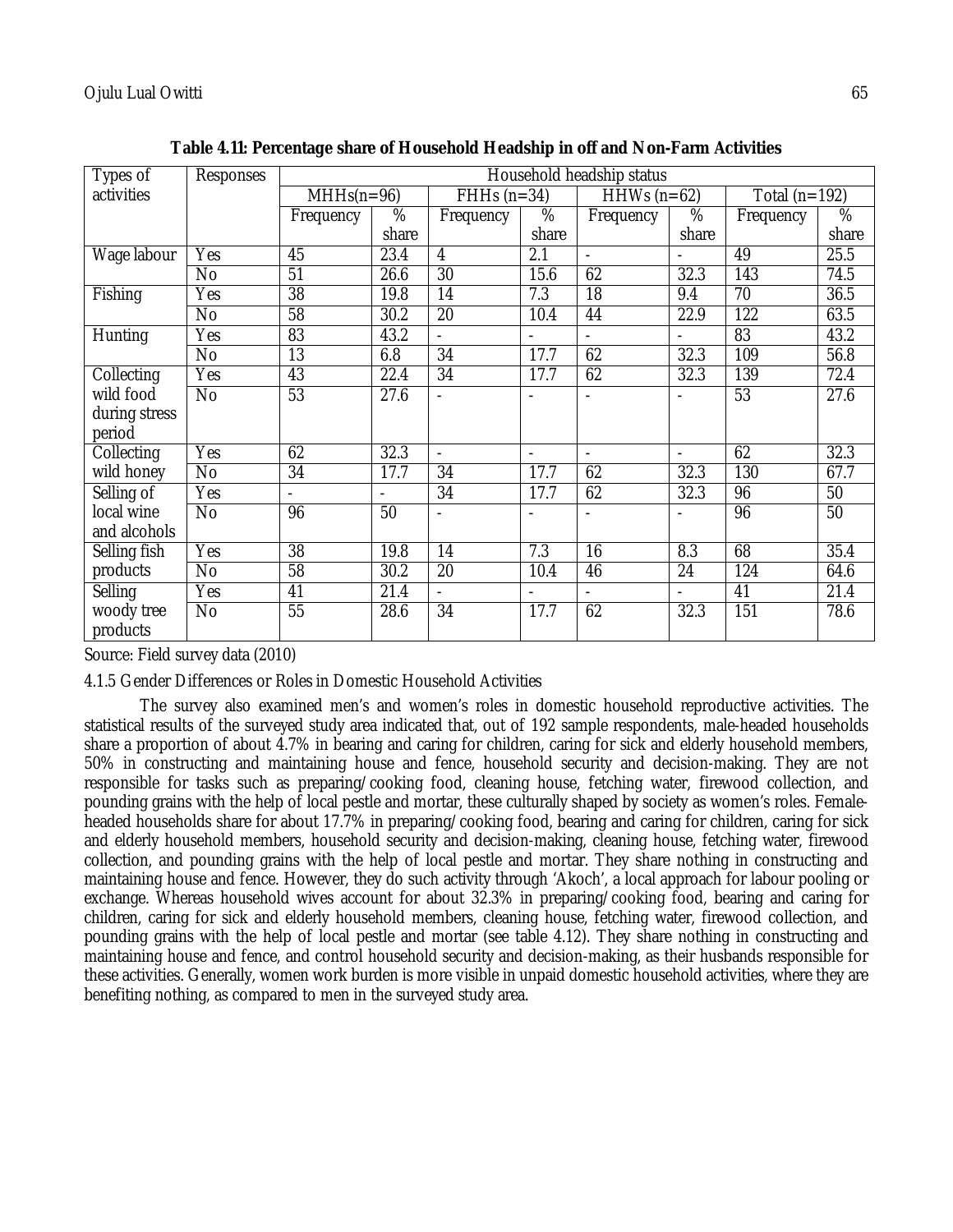**Table 4.11: Percentage share of Household Headship in off and Non-Farm Activities**

| Types of activities | Responses | Household headship status | | | | | | | |
|---|---|---|---|---|---|---|---|---|---|
| | | MHHs(n=96) | | FHHs (n=34) | | HHWs (n=62) | | Total (n=192) | |
| | | Frequency | % share | Frequency | % share | Frequency | % share | Frequency | % share |
| Wage labour | Yes | 45 | 23.4 | 4 | 2.1 | - | - | 49 | 25.5 |
| | No | 51 | 26.6 | 30 | 15.6 | 62 | 32.3 | 143 | 74.5 |
| Fishing | Yes | 38 | 19.8 | 14 | 7.3 | 18 | 9.4 | 70 | 36.5 |
| | No | 58 | 30.2 | 20 | 10.4 | 44 | 22.9 | 122 | 63.5 |
| Hunting | Yes | 83 | 43.2 | - | - | - | - | 83 | 43.2 |
| | No | 13 | 6.8 | 34 | 17.7 | 62 | 32.3 | 109 | 56.8 |
| Collecting wild food during stress period | Yes | 43 | 22.4 | 34 | 17.7 | 62 | 32.3 | 139 | 72.4 |
| | No | 53 | 27.6 | - | - | - | - | 53 | 27.6 |
| Collecting wild honey | Yes | 62 | 32.3 | - | - | - | - | 62 | 32.3 |
| | No | 34 | 17.7 | 34 | 17.7 | 62 | 32.3 | 130 | 67.7 |
| Selling of local wine and alcohols | Yes | - | - | 34 | 17.7 | 62 | 32.3 | 96 | 50 |
| | No | 96 | 50 | - | - | - | - | 96 | 50 |
| Selling fish products | Yes | 38 | 19.8 | 14 | 7.3 | 16 | 8.3 | 68 | 35.4 |
| | No | 58 | 30.2 | 20 | 10.4 | 46 | 24 | 124 | 64.6 |
| Selling woody tree products | Yes | 41 | 21.4 | - | - | - | - | 41 | 21.4 |
| | No | 55 | 28.6 | 34 | 17.7 | 62 | 32.3 | 151 | 78.6 |

Source: Field survey data (2010)

#### 4.1.5 Gender Differences or Roles in Domestic Household Activities

The survey also examined men's and women's roles in domestic household reproductive activities. The statistical results of the surveyed study area indicated that, out of 192 sample respondents, male-headed households share a proportion of about 4.7% in bearing and caring for children, caring for sick and elderly household members, 50% in constructing and maintaining house and fence, household security and decision-making. They are not responsible for tasks such as preparing/cooking food, cleaning house, fetching water, firewood collection, and pounding grains with the help of local pestle and mortar, these culturally shaped by society as women's roles. Female-headed households share for about 17.7% in preparing/cooking food, bearing and caring for children, caring for sick and elderly household members, household security and decision-making, cleaning house, fetching water, firewood collection, and pounding grains with the help of local pestle and mortar. They share nothing in constructing and maintaining house and fence. However, they do such activity through 'Akoch', a local approach for labour pooling or exchange. Whereas household wives account for about 32.3% in preparing/cooking food, bearing and caring for children, caring for sick and elderly household members, cleaning house, fetching water, firewood collection, and pounding grains with the help of local pestle and mortar (see table 4.12). They share nothing in constructing and maintaining house and fence, and control household security and decision-making, as their husbands responsible for these activities. Generally, women work burden is more visible in unpaid domestic household activities, where they are benefiting nothing, as compared to men in the surveyed study area.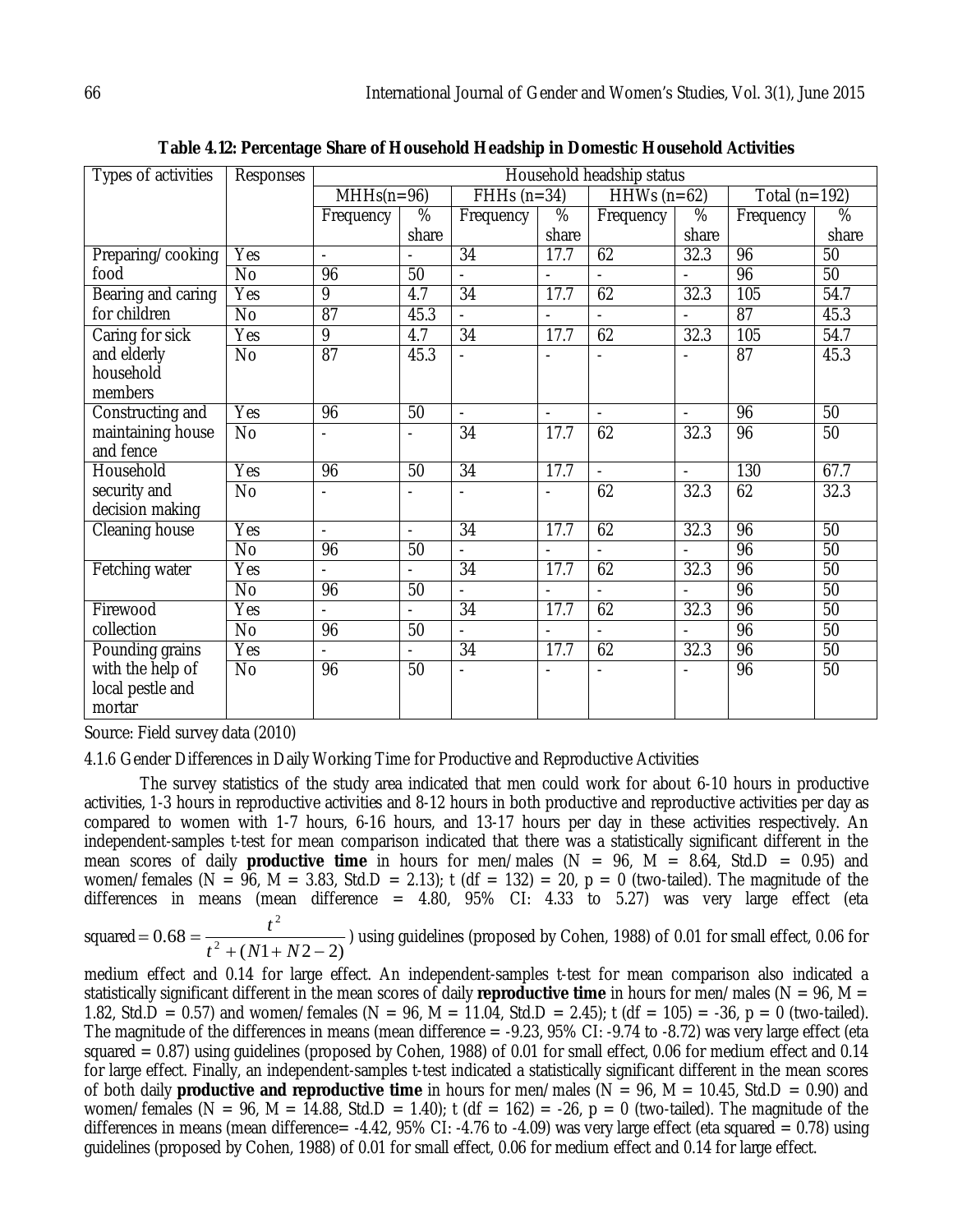**Table 4.12: Percentage Share of Household Headship in Domestic Household Activities**

| Types of activities | Responses | Household headship status | | | | | | | |
|---|---|---|---|---|---|---|---|---|---|
| | | MHHs(n=96) | | FHHs (n=34) | | HHWs (n=62) | | Total (n=192) | |
| | | Frequency | % share | Frequency | % share | Frequency | % share | Frequency | % share |
| Preparing/cooking food | Yes | - | - | 34 | 17.7 | 62 | 32.3 | 96 | 50 |
| | No | 96 | 50 | - | - | - | - | 96 | 50 |
| Bearing and caring for children | Yes | 9 | 4.7 | 34 | 17.7 | 62 | 32.3 | 105 | 54.7 |
| | No | 87 | 45.3 | - | - | - | - | 87 | 45.3 |
| Caring for sick and elderly household members | Yes | 9 | 4.7 | 34 | 17.7 | 62 | 32.3 | 105 | 54.7 |
| | No | 87 | 45.3 | - | - | - | - | 87 | 45.3 |
| Constructing and maintaining house and fence | Yes | 96 | 50 | - | - | - | - | 96 | 50 |
| | No | - | - | 34 | 17.7 | 62 | 32.3 | 96 | 50 |
| Household security and decision making | Yes | 96 | 50 | 34 | 17.7 | - | - | 130 | 67.7 |
| | No | - | - | - | - | 62 | 32.3 | 62 | 32.3 |
| Cleaning house | Yes | - | - | 34 | 17.7 | 62 | 32.3 | 96 | 50 |
| | No | 96 | 50 | - | - | - | - | 96 | 50 |
| Fetching water | Yes | - | - | 34 | 17.7 | 62 | 32.3 | 96 | 50 |
| | No | 96 | 50 | - | - | - | - | 96 | 50 |
| Firewood collection | Yes | - | - | 34 | 17.7 | 62 | 32.3 | 96 | 50 |
| | No | 96 | 50 | - | - | - | - | 96 | 50 |
| Pounding grains with the help of local pestle and mortar | Yes | - | - | 34 | 17.7 | 62 | 32.3 | 96 | 50 |
| | No | 96 | 50 | - | - | - | - | 96 | 50 |

Source: Field survey data (2010)

4.1.6 Gender Differences in Daily Working Time for Productive and Reproductive Activities

The survey statistics of the study area indicated that men could work for about 6-10 hours in productive activities, 1-3 hours in reproductive activities and 8-12 hours in both productive and reproductive activities per day as compared to women with 1-7 hours, 6-16 hours, and 13-17 hours per day in these activities respectively. An independent-samples t-test for mean comparison indicated that there was a statistically significant different in the mean scores of daily **productive time** in hours for men/males (N = 96, M = 8.64, Std.D = 0.95) and women/females (N = 96, M = 3.83, Std.D = 2.13); t (df = 132) = 20, p = 0 (two-tailed). The magnitude of the differences in means (mean difference = 4.80, 95% CI: 4.33 to 5.27) was very large effect (eta squared $= 0.68 = \frac{t^2}{t^2 + (N1 + N2 - 2)}$) using guidelines (proposed by Cohen, 1988) of 0.01 for small effect, 0.06 for medium effect and 0.14 for large effect. An independent-samples t-test for mean comparison also indicated a statistically significant different in the mean scores of daily **reproductive time** in hours for men/males (N = 96, M = 1.82, Std.D = 0.57) and women/females (N = 96, M = 11.04, Std.D = 2.45); t (df = 105) = -36, p = 0 (two-tailed). The magnitude of the differences in means (mean difference = -9.23, 95% CI: -9.74 to -8.72) was very large effect (eta squared = 0.87) using guidelines (proposed by Cohen, 1988) of 0.01 for small effect, 0.06 for medium effect and 0.14 for large effect. Finally, an independent-samples t-test indicated a statistically significant different in the mean scores of both daily **productive and reproductive time** in hours for men/males (N = 96, M = 10.45, Std.D = 0.90) and women/females (N = 96, M = 14.88, Std.D = 1.40); t (df = 162) = -26, p = 0 (two-tailed). The magnitude of the differences in means (mean difference= -4.42, 95% CI: -4.76 to -4.09) was very large effect (eta squared = 0.78) using guidelines (proposed by Cohen, 1988) of 0.01 for small effect, 0.06 for medium effect and 0.14 for large effect.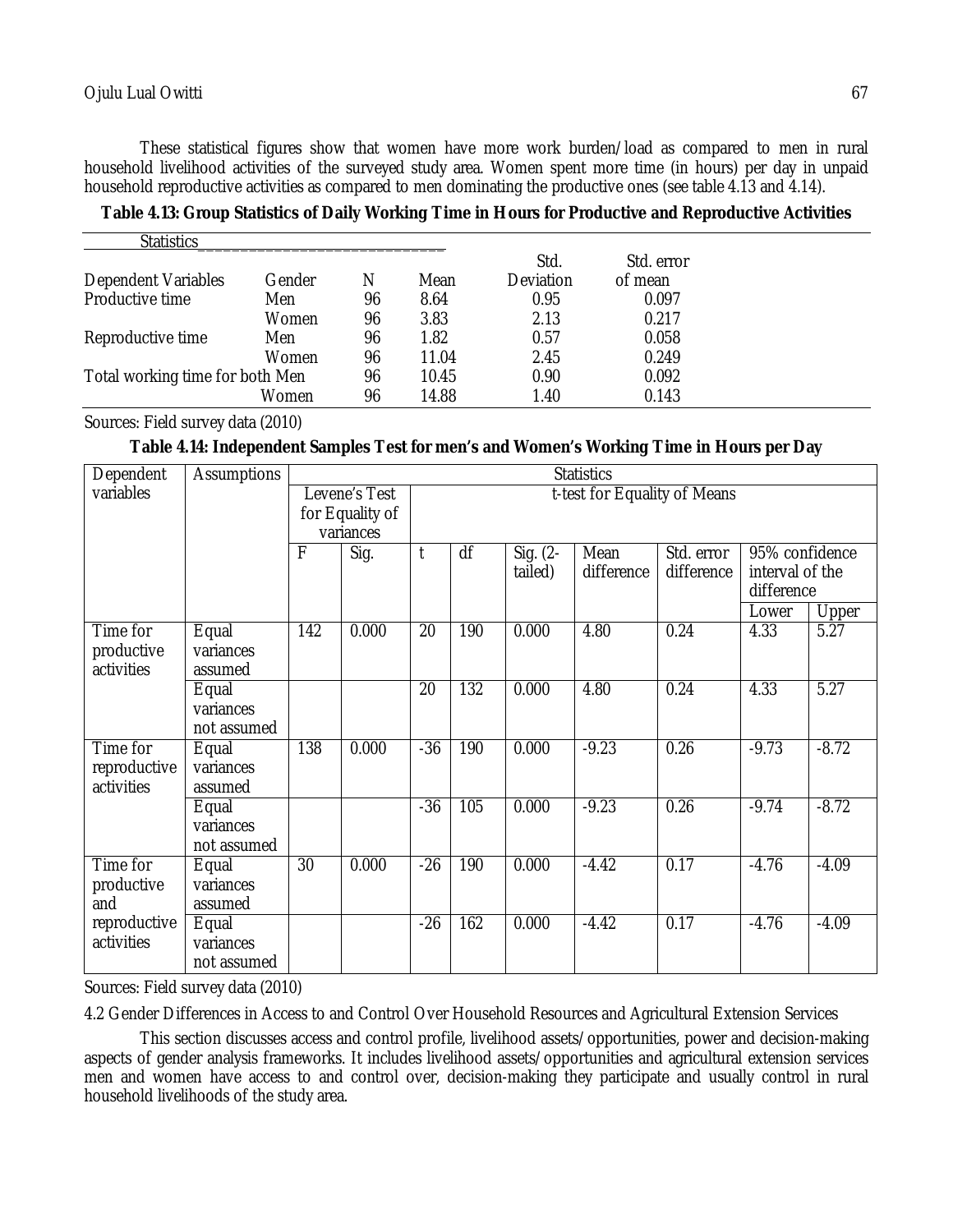These statistical figures show that women have more work burden/load as compared to men in rural household livelihood activities of the surveyed study area. Women spent more time (in hours) per day in unpaid household reproductive activities as compared to men dominating the productive ones (see table 4.13 and 4.14).

**Table 4.13: Group Statistics of Daily Working Time in Hours for Productive and Reproductive Activities**

| Dependent Variables | Gender | N | Mean | Std. Deviation | Std. error of mean |
|---|---|---|---|---|---|
| Productive time | Men | 96 | 8.64 | 0.95 | 0.097 |
| | Women | 96 | 3.83 | 2.13 | 0.217 |
| Reproductive time | Men | 96 | 1.82 | 0.57 | 0.058 |
| | Women | 96 | 11.04 | 2.45 | 0.249 |
| Total working time for both | Men | 96 | 10.45 | 0.90 | 0.092 |
| | Women | 96 | 14.88 | 1.40 | 0.143 |

Sources: Field survey data (2010)

**Table 4.14: Independent Samples Test for men's and Women's Working Time in Hours per Day**

| Dependent variables | Assumptions | Statistics | | | | | | | | |
|---|---|---|---|---|---|---|---|---|---|---|
| | | Levene's Test for Equality of variances | | t-test for Equality of Means | | | | | | |
| | | F | Sig. | t | df | Sig. (2-tailed) | Mean difference | Std. error difference | 95% confidence interval of the difference | |
| | | | | | | | | | Lower | Upper |
| Time for productive activities | Equal variances assumed | 142 | 0.000 | 20 | 190 | 0.000 | 4.80 | 0.24 | 4.33 | 5.27 |
| | Equal variances not assumed | | | 20 | 132 | 0.000 | 4.80 | 0.24 | 4.33 | 5.27 |
| Time for reproductive activities | Equal variances assumed | 138 | 0.000 | -36 | 190 | 0.000 | -9.23 | 0.26 | -9.73 | -8.72 |
| | Equal variances not assumed | | | -36 | 105 | 0.000 | -9.23 | 0.26 | -9.74 | -8.72 |
| Time for productive and reproductive activities | Equal variances assumed | 30 | 0.000 | -26 | 190 | 0.000 | -4.42 | 0.17 | -4.76 | -4.09 |
| | Equal variances not assumed | | | -26 | 162 | 0.000 | -4.42 | 0.17 | -4.76 | -4.09 |

Sources: Field survey data (2010)

4.2 Gender Differences in Access to and Control Over Household Resources and Agricultural Extension Services

This section discusses access and control profile, livelihood assets/opportunities, power and decision-making aspects of gender analysis frameworks. It includes livelihood assets/opportunities and agricultural extension services men and women have access to and control over, decision-making they participate and usually control in rural household livelihoods of the study area.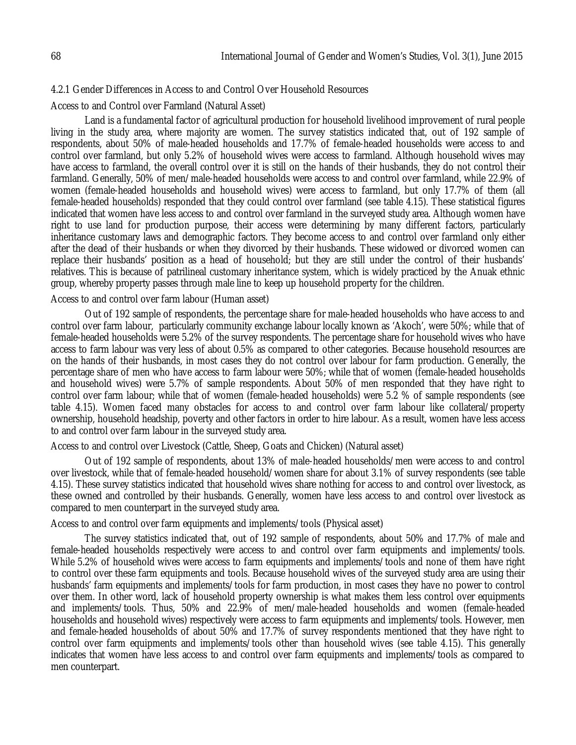### 4.2.1 Gender Differences in Access to and Control Over Household Resources

Access to and Control over Farmland (Natural Asset)

Land is a fundamental factor of agricultural production for household livelihood improvement of rural people living in the study area, where majority are women. The survey statistics indicated that, out of 192 sample of respondents, about 50% of male-headed households and 17.7% of female-headed households were access to and control over farmland, but only 5.2% of household wives were access to farmland. Although household wives may have access to farmland, the overall control over it is still on the hands of their husbands, they do not control their farmland. Generally, 50% of men/male-headed households were access to and control over farmland, while 22.9% of women (female-headed households and household wives) were access to farmland, but only 17.7% of them (all female-headed households) responded that they could control over farmland (see table 4.15). These statistical figures indicated that women have less access to and control over farmland in the surveyed study area. Although women have right to use land for production purpose, their access were determining by many different factors, particularly inheritance customary laws and demographic factors. They become access to and control over farmland only either after the dead of their husbands or when they divorced by their husbands. These widowed or divorced women can replace their husbands' position as a head of household; but they are still under the control of their husbands' relatives. This is because of patrilineal customary inheritance system, which is widely practiced by the Anuak ethnic group, whereby property passes through male line to keep up household property for the children.

Access to and control over farm labour (Human asset)

Out of 192 sample of respondents, the percentage share for male-headed households who have access to and control over farm labour, particularly community exchange labour locally known as 'Akoch', were 50%; while that of female-headed households were 5.2% of the survey respondents. The percentage share for household wives who have access to farm labour was very less of about 0.5% as compared to other categories. Because household resources are on the hands of their husbands, in most cases they do not control over labour for farm production. Generally, the percentage share of men who have access to farm labour were 50%; while that of women (female-headed households and household wives) were 5.7% of sample respondents. About 50% of men responded that they have right to control over farm labour; while that of women (female-headed households) were 5.2 % of sample respondents (see table 4.15). Women faced many obstacles for access to and control over farm labour like collateral/property ownership, household headship, poverty and other factors in order to hire labour. As a result, women have less access to and control over farm labour in the surveyed study area.

Access to and control over Livestock (Cattle, Sheep, Goats and Chicken) (Natural asset)

Out of 192 sample of respondents, about 13% of male-headed households/men were access to and control over livestock, while that of female-headed household/women share for about 3.1% of survey respondents (see table 4.15). These survey statistics indicated that household wives share nothing for access to and control over livestock, as these owned and controlled by their husbands. Generally, women have less access to and control over livestock as compared to men counterpart in the surveyed study area.

Access to and control over farm equipments and implements/tools (Physical asset)

The survey statistics indicated that, out of 192 sample of respondents, about 50% and 17.7% of male and female-headed households respectively were access to and control over farm equipments and implements/tools. While 5.2% of household wives were access to farm equipments and implements/tools and none of them have right to control over these farm equipments and tools. Because household wives of the surveyed study area are using their husbands' farm equipments and implements/tools for farm production, in most cases they have no power to control over them. In other word, lack of household property ownership is what makes them less control over equipments and implements/tools. Thus, 50% and 22.9% of men/male-headed households and women (female-headed households and household wives) respectively were access to farm equipments and implements/tools. However, men and female-headed households of about 50% and 17.7% of survey respondents mentioned that they have right to control over farm equipments and implements/tools other than household wives (see table 4.15). This generally indicates that women have less access to and control over farm equipments and implements/tools as compared to men counterpart.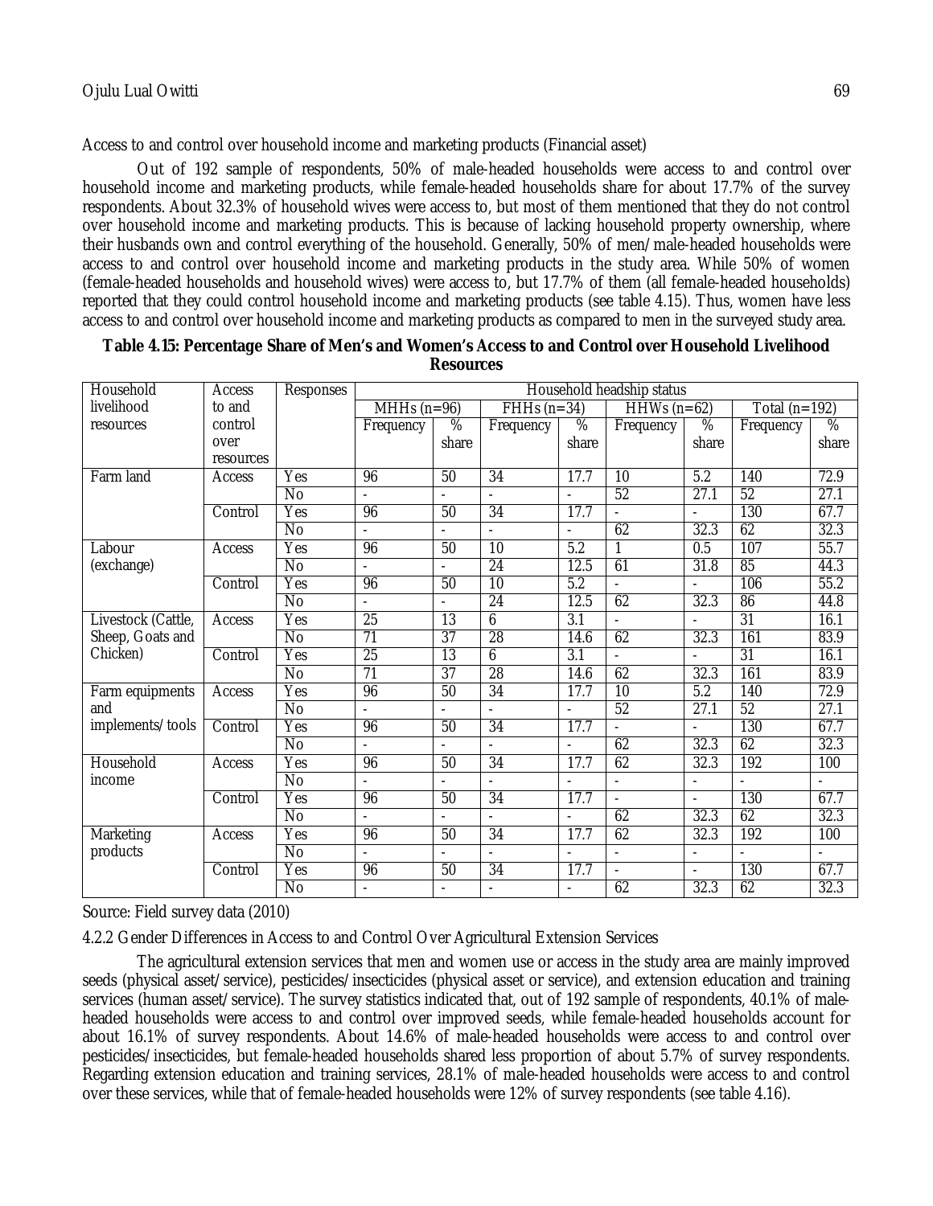Access to and control over household income and marketing products (Financial asset)

Out of 192 sample of respondents, 50% of male-headed households were access to and control over household income and marketing products, while female-headed households share for about 17.7% of the survey respondents. About 32.3% of household wives were access to, but most of them mentioned that they do not control over household income and marketing products. This is because of lacking household property ownership, where their husbands own and control everything of the household. Generally, 50% of men/male-headed households were access to and control over household income and marketing products in the study area. While 50% of women (female-headed households and household wives) were access to, but 17.7% of them (all female-headed households) reported that they could control household income and marketing products (see table 4.15). Thus, women have less access to and control over household income and marketing products as compared to men in the surveyed study area.

**Table 4.15: Percentage Share of Men's and Women's Access to and Control over Household Livelihood Resources**

| Household livelihood resources | Access to and control over resources | Responses | Household headship status | | | | | | | |
|---|---|---|---|---|---|---|---|---|---|---|
| | | | MHHs (n=96) | | FHHs (n=34) | | HHWs (n=62) | | Total (n=192) | |
| | | | Frequency | % share | Frequency | % share | Frequency | % share | Frequency | % share |
| Farm land | Access | Yes | 96 | 50 | 34 | 17.7 | 10 | 5.2 | 140 | 72.9 |
| | | No | - | - | - | - | 52 | 27.1 | 52 | 27.1 |
| | Control | Yes | 96 | 50 | 34 | 17.7 | - | - | 130 | 67.7 |
| | | No | - | - | - | - | 62 | 32.3 | 62 | 32.3 |
| Labour (exchange) | Access | Yes | 96 | 50 | 10 | 5.2 | 1 | 0.5 | 107 | 55.7 |
| | | No | - | - | 24 | 12.5 | 61 | 31.8 | 85 | 44.3 |
| | Control | Yes | 96 | 50 | 10 | 5.2 | - | - | 106 | 55.2 |
| | | No | - | - | 24 | 12.5 | 62 | 32.3 | 86 | 44.8 |
| Livestock (Cattle, Sheep, Goats and Chicken) | Access | Yes | 25 | 13 | 6 | 3.1 | - | - | 31 | 16.1 |
| | | No | 71 | 37 | 28 | 14.6 | 62 | 32.3 | 161 | 83.9 |
| | Control | Yes | 25 | 13 | 6 | 3.1 | - | - | 31 | 16.1 |
| | | No | 71 | 37 | 28 | 14.6 | 62 | 32.3 | 161 | 83.9 |
| Farm equipments and implements/tools | Access | Yes | 96 | 50 | 34 | 17.7 | 10 | 5.2 | 140 | 72.9 |
| | | No | - | - | - | - | 52 | 27.1 | 52 | 27.1 |
| | Control | Yes | 96 | 50 | 34 | 17.7 | - | - | 130 | 67.7 |
| | | No | - | - | - | - | 62 | 32.3 | 62 | 32.3 |
| Household income | Access | Yes | 96 | 50 | 34 | 17.7 | 62 | 32.3 | 192 | 100 |
| | | No | - | - | - | - | - | - | - | - |
| | Control | Yes | 96 | 50 | 34 | 17.7 | - | - | 130 | 67.7 |
| | | No | - | - | - | - | 62 | 32.3 | 62 | 32.3 |
| Marketing products | Access | Yes | 96 | 50 | 34 | 17.7 | 62 | 32.3 | 192 | 100 |
| | | No | - | - | - | - | - | - | - | - |
| | Control | Yes | 96 | 50 | 34 | 17.7 | - | - | 130 | 67.7 |
| | | No | - | - | - | - | 62 | 32.3 | 62 | 32.3 |

Source: Field survey data (2010)

4.2.2 Gender Differences in Access to and Control Over Agricultural Extension Services

The agricultural extension services that men and women use or access in the study area are mainly improved seeds (physical asset/service), pesticides/insecticides (physical asset or service), and extension education and training services (human asset/service). The survey statistics indicated that, out of 192 sample of respondents, 40.1% of male-headed households were access to and control over improved seeds, while female-headed households account for about 16.1% of survey respondents. About 14.6% of male-headed households were access to and control over pesticides/insecticides, but female-headed households shared less proportion of about 5.7% of survey respondents. Regarding extension education and training services, 28.1% of male-headed households were access to and control over these services, while that of female-headed households were 12% of survey respondents (see table 4.16).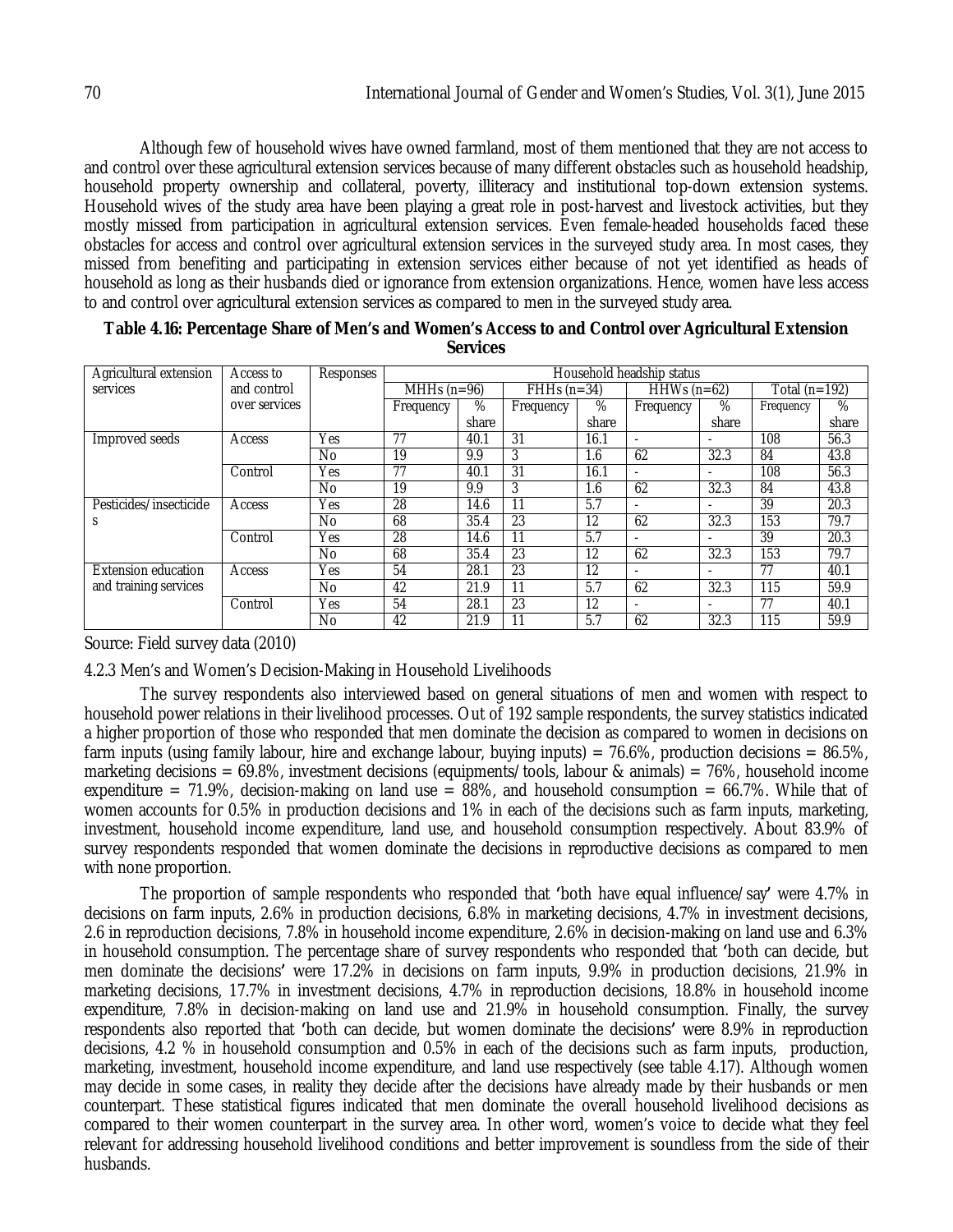Although few of household wives have owned farmland, most of them mentioned that they are not access to and control over these agricultural extension services because of many different obstacles such as household headship, household property ownership and collateral, poverty, illiteracy and institutional top-down extension systems. Household wives of the study area have been playing a great role in post-harvest and livestock activities, but they mostly missed from participation in agricultural extension services. Even female-headed households faced these obstacles for access and control over agricultural extension services in the surveyed study area. In most cases, they missed from benefiting and participating in extension services either because of not yet identified as heads of household as long as their husbands died or ignorance from extension organizations. Hence, women have less access to and control over agricultural extension services as compared to men in the surveyed study area.

**Table 4.16: Percentage Share of Men's and Women's Access to and Control over Agricultural Extension Services**

| Agricultural extension services | Access to and control over services | Responses | Household headship status | | | | | | | |
|---|---|---|---|---|---|---|---|---|---|---|
| | | | MHHs (n=96) | | FHHs (n=34) | | HHWs (n=62) | | Total (n=192) | |
| | | | Frequency | % share | Frequency | % share | Frequency | % share | Frequency | % share |
| Improved seeds | Access | Yes | 77 | 40.1 | 31 | 16.1 | - | - | 108 | 56.3 |
| | | No | 19 | 9.9 | 3 | 1.6 | 62 | 32.3 | 84 | 43.8 |
| | Control | Yes | 77 | 40.1 | 31 | 16.1 | - | - | 108 | 56.3 |
| | | No | 19 | 9.9 | 3 | 1.6 | 62 | 32.3 | 84 | 43.8 |
| Pesticides/insecticides | Access | Yes | 28 | 14.6 | 11 | 5.7 | - | - | 39 | 20.3 |
| | | No | 68 | 35.4 | 23 | 12 | 62 | 32.3 | 153 | 79.7 |
| | Control | Yes | 28 | 14.6 | 11 | 5.7 | - | - | 39 | 20.3 |
| | | No | 68 | 35.4 | 23 | 12 | 62 | 32.3 | 153 | 79.7 |
| Extension education and training services | Access | Yes | 54 | 28.1 | 23 | 12 | - | - | 77 | 40.1 |
| | | No | 42 | 21.9 | 11 | 5.7 | 62 | 32.3 | 115 | 59.9 |
| | Control | Yes | 54 | 28.1 | 23 | 12 | - | - | 77 | 40.1 |
| | | No | 42 | 21.9 | 11 | 5.7 | 62 | 32.3 | 115 | 59.9 |

Source: Field survey data (2010)

### 4.2.3 Men's and Women's Decision-Making in Household Livelihoods

The survey respondents also interviewed based on general situations of men and women with respect to household power relations in their livelihood processes. Out of 192 sample respondents, the survey statistics indicated a higher proportion of those who responded that men dominate the decision as compared to women in decisions on farm inputs (using family labour, hire and exchange labour, buying inputs) = 76.6%, production decisions = 86.5%, marketing decisions = 69.8%, investment decisions (equipments/tools, labour & animals) = 76%, household income expenditure = 71.9%, decision-making on land use = 88%, and household consumption = 66.7%. While that of women accounts for 0.5% in production decisions and 1% in each of the decisions such as farm inputs, marketing, investment, household income expenditure, land use, and household consumption respectively. About 83.9% of survey respondents responded that women dominate the decisions in reproductive decisions as compared to men with none proportion.

The proportion of sample respondents who responded that 'both have equal influence/say' were 4.7% in decisions on farm inputs, 2.6% in production decisions, 6.8% in marketing decisions, 4.7% in investment decisions, 2.6 in reproduction decisions, 7.8% in household income expenditure, 2.6% in decision-making on land use and 6.3% in household consumption. The percentage share of survey respondents who responded that 'both can decide, but men dominate the decisions' were 17.2% in decisions on farm inputs, 9.9% in production decisions, 21.9% in marketing decisions, 17.7% in investment decisions, 4.7% in reproduction decisions, 18.8% in household income expenditure, 7.8% in decision-making on land use and 21.9% in household consumption. Finally, the survey respondents also reported that 'both can decide, but women dominate the decisions' were 8.9% in reproduction decisions, 4.2 % in household consumption and 0.5% in each of the decisions such as farm inputs, production, marketing, investment, household income expenditure, and land use respectively (see table 4.17). Although women may decide in some cases, in reality they decide after the decisions have already made by their husbands or men counterpart. These statistical figures indicated that men dominate the overall household livelihood decisions as compared to their women counterpart in the survey area. In other word, women's voice to decide what they feel relevant for addressing household livelihood conditions and better improvement is soundless from the side of their husbands.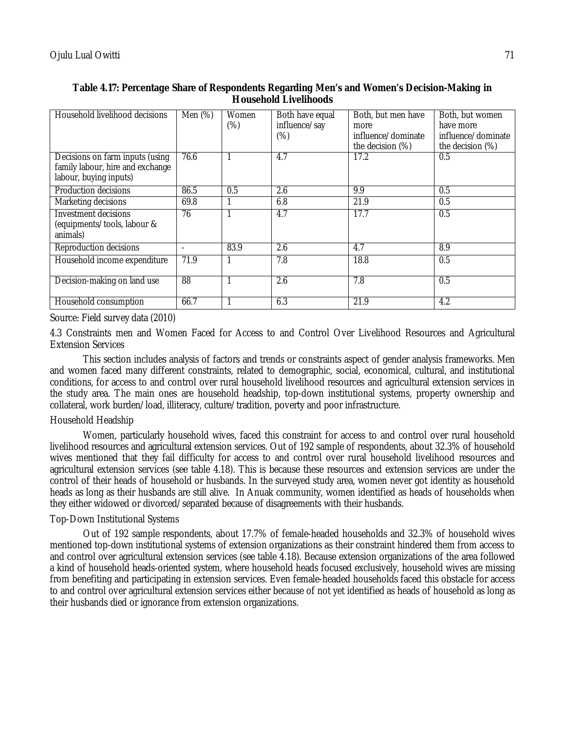**Table 4.17: Percentage Share of Respondents Regarding Men's and Women's Decision-Making in Household Livelihoods**

| Household livelihood decisions | Men (%) | Women (%) | Both have equal influence/say (%) | Both, but men have more influence/dominate the decision (%) | Both, but women have more influence/dominate the decision (%) |
|---|---|---|---|---|---|
| Decisions on farm inputs (using family labour, hire and exchange labour, buying inputs) | 76.6 | 1 | 4.7 | 17.2 | 0.5 |
| Production decisions | 86.5 | 0.5 | 2.6 | 9.9 | 0.5 |
| Marketing decisions | 69.8 | 1 | 6.8 | 21.9 | 0.5 |
| Investment decisions (equipments/tools, labour & animals) | 76 | 1 | 4.7 | 17.7 | 0.5 |
| Reproduction decisions | - | 83.9 | 2.6 | 4.7 | 8.9 |
| Household income expenditure | 71.9 | 1 | 7.8 | 18.8 | 0.5 |
| Decision-making on land use | 88 | 1 | 2.6 | 7.8 | 0.5 |
| Household consumption | 66.7 | 1 | 6.3 | 21.9 | 4.2 |

Source: Field survey data (2010)

## 4.3 Constraints men and Women Faced for Access to and Control Over Livelihood Resources and Agricultural Extension Services

This section includes analysis of factors and trends or constraints aspect of gender analysis frameworks. Men and women faced many different constraints, related to demographic, social, economical, cultural, and institutional conditions, for access to and control over rural household livelihood resources and agricultural extension services in the study area. The main ones are household headship, top-down institutional systems, property ownership and collateral, work burden/load, illiteracy, culture/tradition, poverty and poor infrastructure.

### Household Headship

Women, particularly household wives, faced this constraint for access to and control over rural household livelihood resources and agricultural extension services. Out of 192 sample of respondents, about 32.3% of household wives mentioned that they fail difficulty for access to and control over rural household livelihood resources and agricultural extension services (see table 4.18). This is because these resources and extension services are under the control of their heads of household or husbands. In the surveyed study area, women never got identity as household heads as long as their husbands are still alive. In Anuak community, women identified as heads of households when they either widowed or divorced/separated because of disagreements with their husbands.

### Top-Down Institutional Systems

Out of 192 sample respondents, about 17.7% of female-headed households and 32.3% of household wives mentioned top-down institutional systems of extension organizations as their constraint hindered them from access to and control over agricultural extension services (see table 4.18). Because extension organizations of the area followed a kind of household heads-oriented system, where household heads focused exclusively, household wives are missing from benefiting and participating in extension services. Even female-headed households faced this obstacle for access to and control over agricultural extension services either because of not yet identified as heads of household as long as their husbands died or ignorance from extension organizations.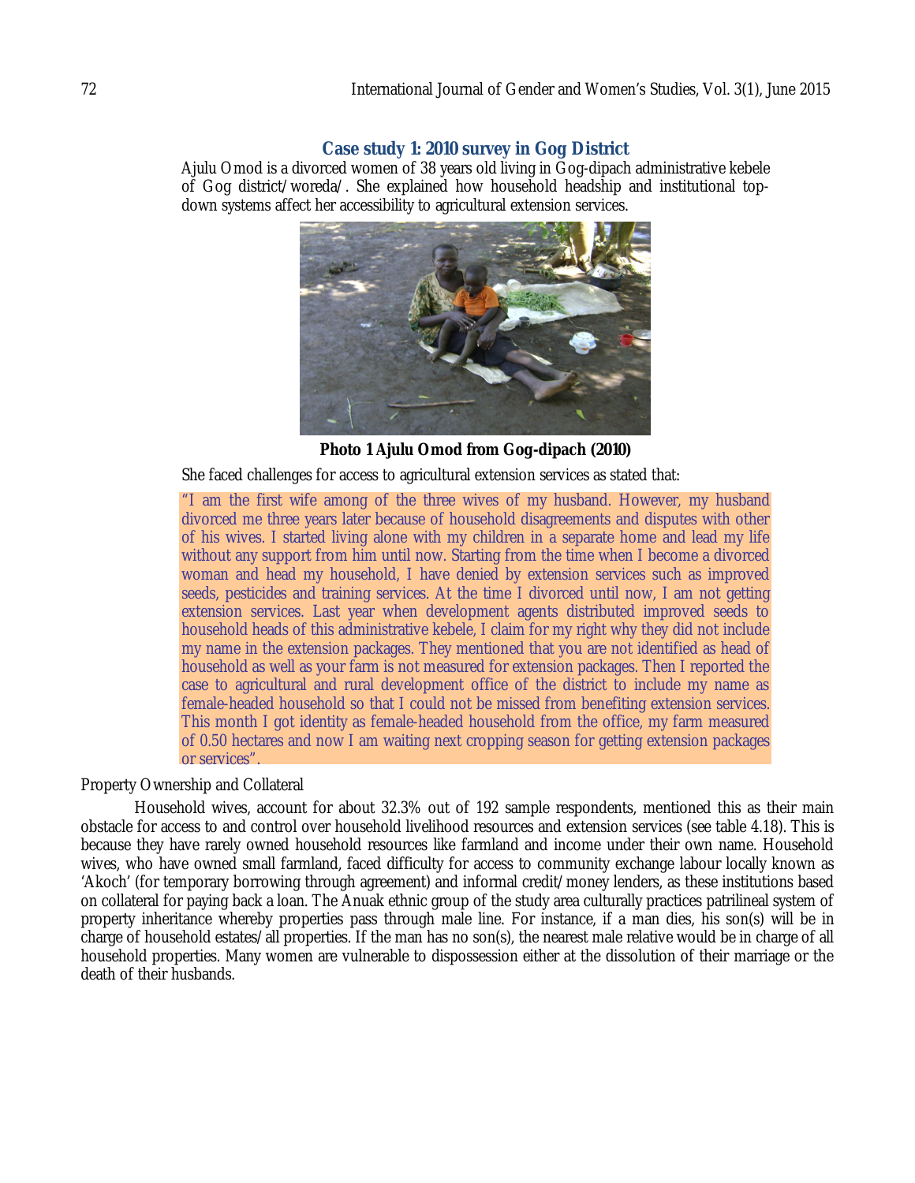### Case study 1: 2010 survey in Gog District

Ajulu Omod is a divorced women of 38 years old living in Gog-dipach administrative kebele of Gog district/woreda/. She explained how household headship and institutional top-down systems affect her accessibility to agricultural extension services.

**Photo 1 Ajulu Omod from Gog-dipach (2010)**

She faced challenges for access to agricultural extension services as stated that:

> "I am the first wife among of the three wives of my husband. However, my husband divorced me three years later because of household disagreements and disputes with other of his wives. I started living alone with my children in a separate home and lead my life without any support from him until now. Starting from the time when I become a divorced woman and head my household, I have denied by extension services such as improved seeds, pesticides and training services. At the time I divorced until now, I am not getting extension services. Last year when development agents distributed improved seeds to household heads of this administrative kebele, I claim for my right why they did not include my name in the extension packages. They mentioned that you are not identified as head of household as well as your farm is not measured for extension packages. Then I reported the case to agricultural and rural development office of the district to include my name as female-headed household so that I could not be missed from benefiting extension services. This month I got identity as female-headed household from the office, my farm measured of 0.50 hectares and now I am waiting next cropping season for getting extension packages or services".

Property Ownership and Collateral

Household wives, account for about 32.3% out of 192 sample respondents, mentioned this as their main obstacle for access to and control over household livelihood resources and extension services (see table 4.18). This is because they have rarely owned household resources like farmland and income under their own name. Household wives, who have owned small farmland, faced difficulty for access to community exchange labour locally known as 'Akoch' (for temporary borrowing through agreement) and informal credit/money lenders, as these institutions based on collateral for paying back a loan. The Anuak ethnic group of the study area culturally practices patrilineal system of property inheritance whereby properties pass through male line. For instance, if a man dies, his son(s) will be in charge of household estates/all properties. If the man has no son(s), the nearest male relative would be in charge of all household properties. Many women are vulnerable to dispossession either at the dissolution of their marriage or the death of their husbands.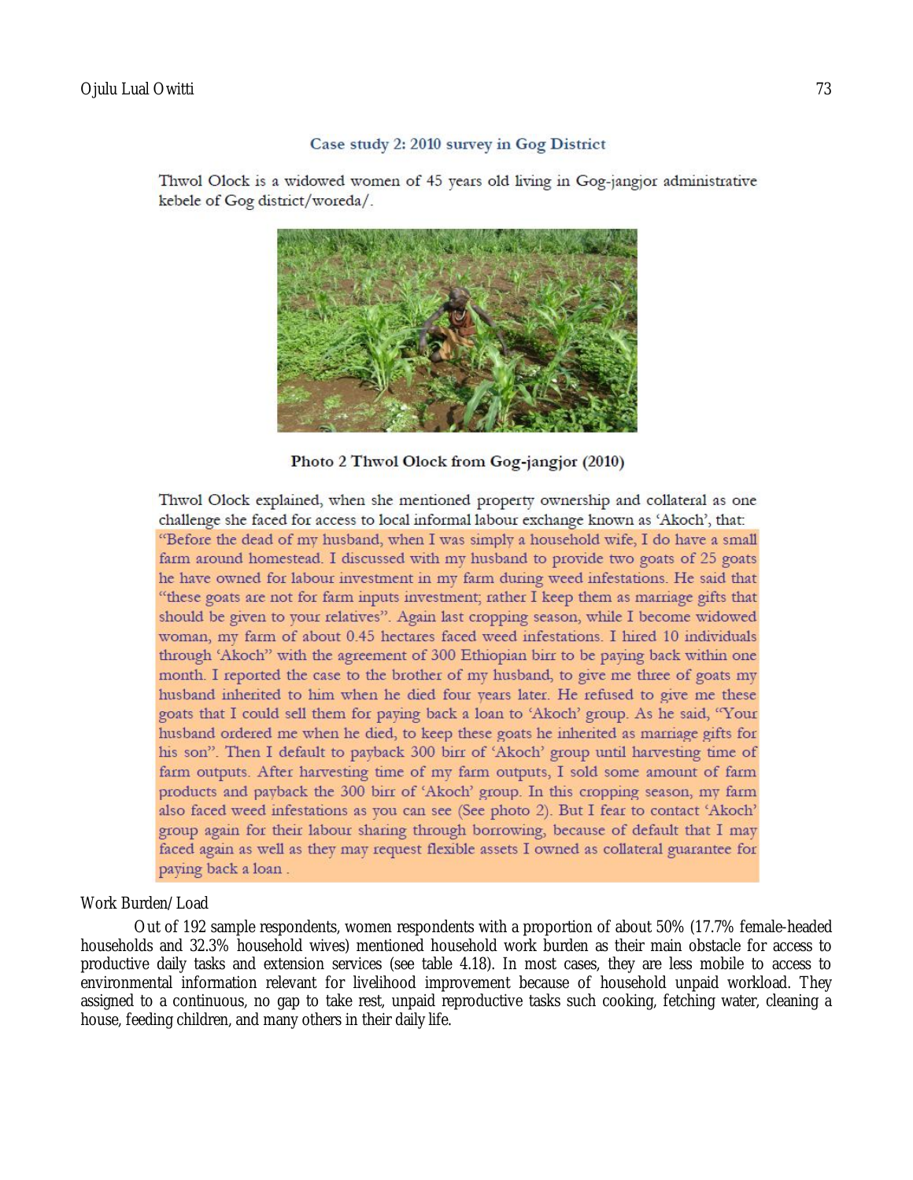### Case study 2: 2010 survey in Gog District

Thwol Olock is a widowed women of 45 years old living in Gog-jangjor administrative kebele of Gog district/woreda/.

**Photo 2 Thwol Olock from Gog-jangjor (2010)**

Thwol Olock explained, when she mentioned property ownership and collateral as one challenge she faced for access to local informal labour exchange known as 'Akoch', that:

"Before the dead of my husband, when I was simply a household wife, I do have a small farm around homestead. I discussed with my husband to provide two goats of 25 goats he have owned for labour investment in my farm during weed infestations. He said that "these goats are not for farm inputs investment; rather I keep them as marriage gifts that should be given to your relatives". Again last cropping season, while I become widowed woman, my farm of about 0.45 hectares faced weed infestations. I hired 10 individuals through 'Akoch" with the agreement of 300 Ethiopian birr to be paying back within one month. I reported the case to the brother of my husband, to give me three of goats my husband inherited to him when he died four years later. He refused to give me these goats that I could sell them for paying back a loan to 'Akoch' group. As he said, "Your husband ordered me when he died, to keep these goats he inherited as marriage gifts for his son". Then I default to payback 300 birr of 'Akoch' group until harvesting time of farm outputs. After harvesting time of my farm outputs, I sold some amount of farm products and payback the 300 birr of 'Akoch' group. In this cropping season, my farm also faced weed infestations as you can see (See photo 2). But I fear to contact 'Akoch' group again for their labour sharing through borrowing, because of default that I may faced again as well as they may request flexible assets I owned as collateral guarantee for paying back a loan .

Work Burden/Load

Out of 192 sample respondents, women respondents with a proportion of about 50% (17.7% female-headed households and 32.3% household wives) mentioned household work burden as their main obstacle for access to productive daily tasks and extension services (see table 4.18). In most cases, they are less mobile to access to environmental information relevant for livelihood improvement because of household unpaid workload. They assigned to a continuous, no gap to take rest, unpaid reproductive tasks such cooking, fetching water, cleaning a house, feeding children, and many others in their daily life.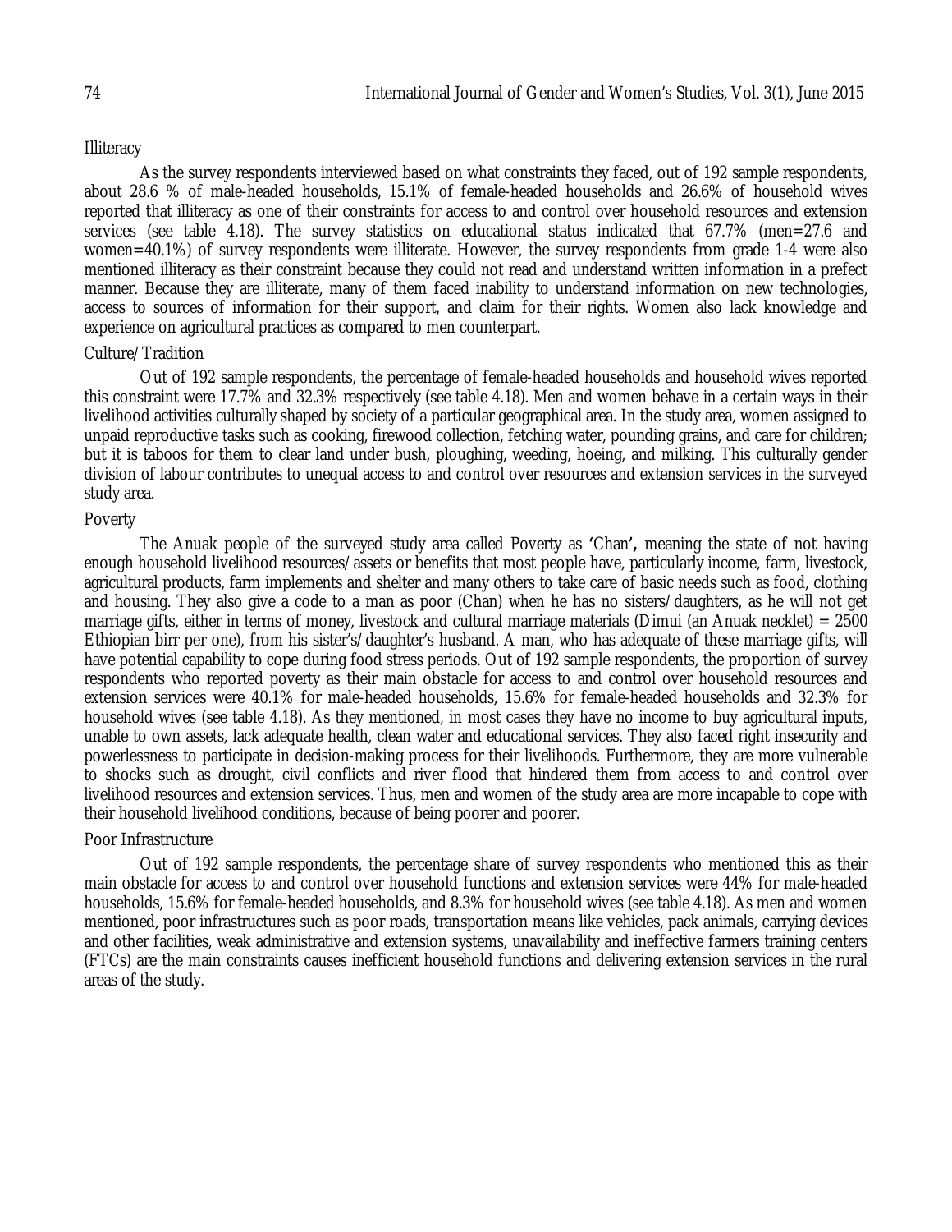### Illiteracy

As the survey respondents interviewed based on what constraints they faced, out of 192 sample respondents, about 28.6 % of male-headed households, 15.1% of female-headed households and 26.6% of household wives reported that illiteracy as one of their constraints for access to and control over household resources and extension services (see table 4.18). The survey statistics on educational status indicated that 67.7% (men=27.6 and women=40.1%) of survey respondents were illiterate. However, the survey respondents from grade 1-4 were also mentioned illiteracy as their constraint because they could not read and understand written information in a prefect manner. Because they are illiterate, many of them faced inability to understand information on new technologies, access to sources of information for their support, and claim for their rights. Women also lack knowledge and experience on agricultural practices as compared to men counterpart.

### Culture/Tradition

Out of 192 sample respondents, the percentage of female-headed households and household wives reported this constraint were 17.7% and 32.3% respectively (see table 4.18). Men and women behave in a certain ways in their livelihood activities culturally shaped by society of a particular geographical area. In the study area, women assigned to unpaid reproductive tasks such as cooking, firewood collection, fetching water, pounding grains, and care for children; but it is taboos for them to clear land under bush, ploughing, weeding, hoeing, and milking. This culturally gender division of labour contributes to unequal access to and control over resources and extension services in the surveyed study area.

### Poverty

The Anuak people of the surveyed study area called Poverty as **'Chan',** meaning the state of not having enough household livelihood resources/assets or benefits that most people have, particularly income, farm, livestock, agricultural products, farm implements and shelter and many others to take care of basic needs such as food, clothing and housing. They also give a code to a man as poor (Chan) when he has no sisters/daughters, as he will not get marriage gifts, either in terms of money, livestock and cultural marriage materials (Dimui (an Anuak necklet) = 2500 Ethiopian birr per one), from his sister's/daughter's husband. A man, who has adequate of these marriage gifts, will have potential capability to cope during food stress periods. Out of 192 sample respondents, the proportion of survey respondents who reported poverty as their main obstacle for access to and control over household resources and extension services were 40.1% for male-headed households, 15.6% for female-headed households and 32.3% for household wives (see table 4.18). As they mentioned, in most cases they have no income to buy agricultural inputs, unable to own assets, lack adequate health, clean water and educational services. They also faced right insecurity and powerlessness to participate in decision-making process for their livelihoods. Furthermore, they are more vulnerable to shocks such as drought, civil conflicts and river flood that hindered them from access to and control over livelihood resources and extension services. Thus, men and women of the study area are more incapable to cope with their household livelihood conditions, because of being poorer and poorer.

### Poor Infrastructure

Out of 192 sample respondents, the percentage share of survey respondents who mentioned this as their main obstacle for access to and control over household functions and extension services were 44% for male-headed households, 15.6% for female-headed households, and 8.3% for household wives (see table 4.18). As men and women mentioned, poor infrastructures such as poor roads, transportation means like vehicles, pack animals, carrying devices and other facilities, weak administrative and extension systems, unavailability and ineffective farmers training centers (FTCs) are the main constraints causes inefficient household functions and delivering extension services in the rural areas of the study.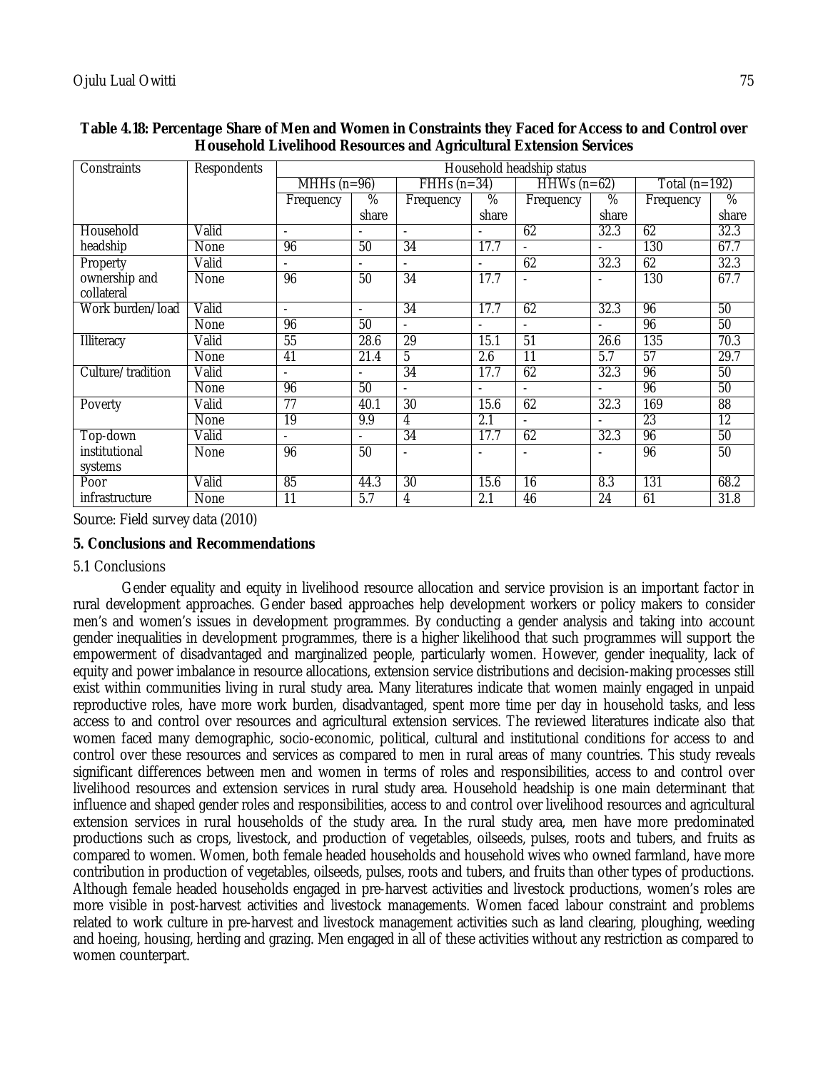**Table 4.18: Percentage Share of Men and Women in Constraints they Faced for Access to and Control over Household Livelihood Resources and Agricultural Extension Services**

| Constraints | Respondents | Household headship status | | | | | | | |
|---|---|---|---|---|---|---|---|---|---|
| | | MHHs (n=96) | | FHHs (n=34) | | HHWs (n=62) | | Total (n=192) | |
| | | Frequency | % share | Frequency | % share | Frequency | % share | Frequency | % share |
| Household headship | Valid | - | - | - | - | 62 | 32.3 | 62 | 32.3 |
| | None | 96 | 50 | 34 | 17.7 | - | - | 130 | 67.7 |
| Property ownership and collateral | Valid | - | - | - | - | 62 | 32.3 | 62 | 32.3 |
| | None | 96 | 50 | 34 | 17.7 | - | - | 130 | 67.7 |
| Work burden/load | Valid | - | - | 34 | 17.7 | 62 | 32.3 | 96 | 50 |
| | None | 96 | 50 | - | - | - | - | 96 | 50 |
| Illiteracy | Valid | 55 | 28.6 | 29 | 15.1 | 51 | 26.6 | 135 | 70.3 |
| | None | 41 | 21.4 | 5 | 2.6 | 11 | 5.7 | 57 | 29.7 |
| Culture/tradition | Valid | - | - | 34 | 17.7 | 62 | 32.3 | 96 | 50 |
| | None | 96 | 50 | - | - | - | - | 96 | 50 |
| Poverty | Valid | 77 | 40.1 | 30 | 15.6 | 62 | 32.3 | 169 | 88 |
| | None | 19 | 9.9 | 4 | 2.1 | - | - | 23 | 12 |
| Top-down institutional systems | Valid | - | - | 34 | 17.7 | 62 | 32.3 | 96 | 50 |
| | None | 96 | 50 | - | - | - | - | 96 | 50 |
| Poor infrastructure | Valid | 85 | 44.3 | 30 | 15.6 | 16 | 8.3 | 131 | 68.2 |
| | None | 11 | 5.7 | 4 | 2.1 | 46 | 24 | 61 | 31.8 |

Source: Field survey data (2010)

## 5. Conclusions and Recommendations

### 5.1 Conclusions

Gender equality and equity in livelihood resource allocation and service provision is an important factor in rural development approaches. Gender based approaches help development workers or policy makers to consider men's and women's issues in development programmes. By conducting a gender analysis and taking into account gender inequalities in development programmes, there is a higher likelihood that such programmes will support the empowerment of disadvantaged and marginalized people, particularly women. However, gender inequality, lack of equity and power imbalance in resource allocations, extension service distributions and decision-making processes still exist within communities living in rural study area. Many literatures indicate that women mainly engaged in unpaid reproductive roles, have more work burden, disadvantaged, spent more time per day in household tasks, and less access to and control over resources and agricultural extension services. The reviewed literatures indicate also that women faced many demographic, socio-economic, political, cultural and institutional conditions for access to and control over these resources and services as compared to men in rural areas of many countries. This study reveals significant differences between men and women in terms of roles and responsibilities, access to and control over livelihood resources and extension services in rural study area. Household headship is one main determinant that influence and shaped gender roles and responsibilities, access to and control over livelihood resources and agricultural extension services in rural households of the study area. In the rural study area, men have more predominated productions such as crops, livestock, and production of vegetables, oilseeds, pulses, roots and tubers, and fruits as compared to women. Women, both female headed households and household wives who owned farmland, have more contribution in production of vegetables, oilseeds, pulses, roots and tubers, and fruits than other types of productions. Although female headed households engaged in pre-harvest activities and livestock productions, women's roles are more visible in post-harvest activities and livestock managements. Women faced labour constraint and problems related to work culture in pre-harvest and livestock management activities such as land clearing, ploughing, weeding and hoeing, housing, herding and grazing. Men engaged in all of these activities without any restriction as compared to women counterpart.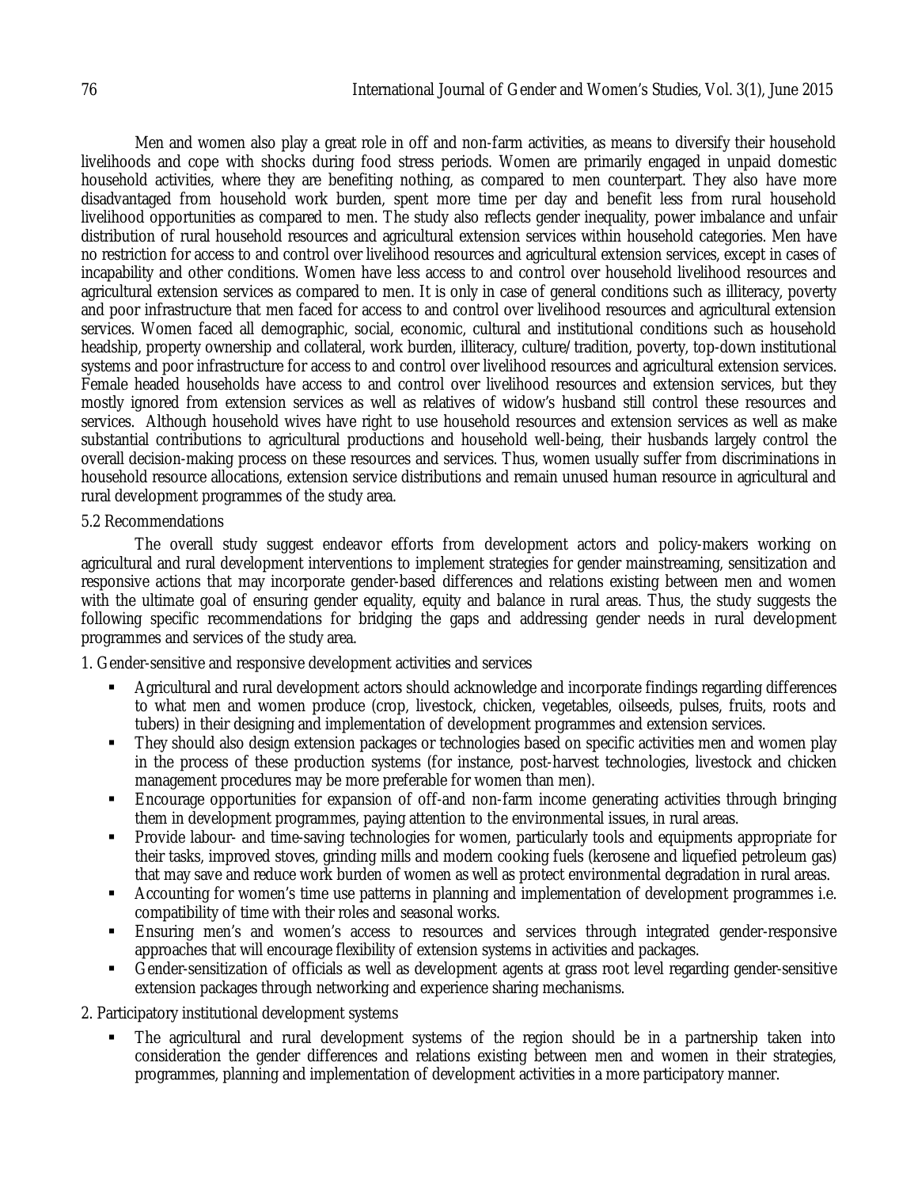Men and women also play a great role in off and non-farm activities, as means to diversify their household livelihoods and cope with shocks during food stress periods. Women are primarily engaged in unpaid domestic household activities, where they are benefiting nothing, as compared to men counterpart. They also have more disadvantaged from household work burden, spent more time per day and benefit less from rural household livelihood opportunities as compared to men. The study also reflects gender inequality, power imbalance and unfair distribution of rural household resources and agricultural extension services within household categories. Men have no restriction for access to and control over livelihood resources and agricultural extension services, except in cases of incapability and other conditions. Women have less access to and control over household livelihood resources and agricultural extension services as compared to men. It is only in case of general conditions such as illiteracy, poverty and poor infrastructure that men faced for access to and control over livelihood resources and agricultural extension services. Women faced all demographic, social, economic, cultural and institutional conditions such as household headship, property ownership and collateral, work burden, illiteracy, culture/tradition, poverty, top-down institutional systems and poor infrastructure for access to and control over livelihood resources and agricultural extension services. Female headed households have access to and control over livelihood resources and extension services, but they mostly ignored from extension services as well as relatives of widow's husband still control these resources and services. Although household wives have right to use household resources and extension services as well as make substantial contributions to agricultural productions and household well-being, their husbands largely control the overall decision-making process on these resources and services. Thus, women usually suffer from discriminations in household resource allocations, extension service distributions and remain unused human resource in agricultural and rural development programmes of the study area.

## 5.2 Recommendations

The overall study suggest endeavor efforts from development actors and policy-makers working on agricultural and rural development interventions to implement strategies for gender mainstreaming, sensitization and responsive actions that may incorporate gender-based differences and relations existing between men and women with the ultimate goal of ensuring gender equality, equity and balance in rural areas. Thus, the study suggests the following specific recommendations for bridging the gaps and addressing gender needs in rural development programmes and services of the study area.

1. Gender-sensitive and responsive development activities and services

- Agricultural and rural development actors should acknowledge and incorporate findings regarding differences to what men and women produce (crop, livestock, chicken, vegetables, oilseeds, pulses, fruits, roots and tubers) in their designing and implementation of development programmes and extension services.
- They should also design extension packages or technologies based on specific activities men and women play in the process of these production systems (for instance, post-harvest technologies, livestock and chicken management procedures may be more preferable for women than men).
- Encourage opportunities for expansion of off-and non-farm income generating activities through bringing them in development programmes, paying attention to the environmental issues, in rural areas.
- Provide labour- and time-saving technologies for women, particularly tools and equipments appropriate for their tasks, improved stoves, grinding mills and modern cooking fuels (kerosene and liquefied petroleum gas) that may save and reduce work burden of women as well as protect environmental degradation in rural areas.
- Accounting for women's time use patterns in planning and implementation of development programmes i.e. compatibility of time with their roles and seasonal works.
- Ensuring men's and women's access to resources and services through integrated gender-responsive approaches that will encourage flexibility of extension systems in activities and packages.
- Gender-sensitization of officials as well as development agents at grass root level regarding gender-sensitive extension packages through networking and experience sharing mechanisms.

2. Participatory institutional development systems

- The agricultural and rural development systems of the region should be in a partnership taken into consideration the gender differences and relations existing between men and women in their strategies, programmes, planning and implementation of development activities in a more participatory manner.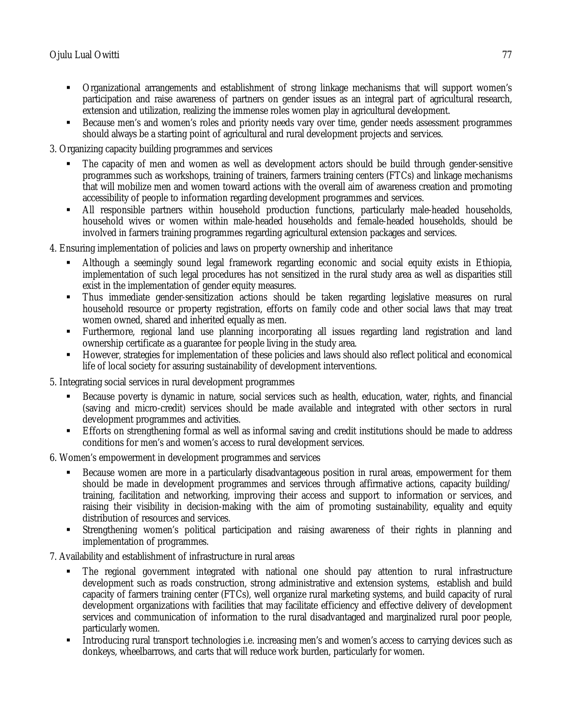- Organizational arrangements and establishment of strong linkage mechanisms that will support women's participation and raise awareness of partners on gender issues as an integral part of agricultural research, extension and utilization, realizing the immense roles women play in agricultural development.
- Because men's and women's roles and priority needs vary over time, gender needs assessment programmes should always be a starting point of agricultural and rural development projects and services.

3. Organizing capacity building programmes and services

- The capacity of men and women as well as development actors should be build through gender-sensitive programmes such as workshops, training of trainers, farmers training centers (FTCs) and linkage mechanisms that will mobilize men and women toward actions with the overall aim of awareness creation and promoting accessibility of people to information regarding development programmes and services.
- All responsible partners within household production functions, particularly male-headed households, household wives or women within male-headed households and female-headed households, should be involved in farmers training programmes regarding agricultural extension packages and services.

4. Ensuring implementation of policies and laws on property ownership and inheritance

- Although a seemingly sound legal framework regarding economic and social equity exists in Ethiopia, implementation of such legal procedures has not sensitized in the rural study area as well as disparities still exist in the implementation of gender equity measures.
- Thus immediate gender-sensitization actions should be taken regarding legislative measures on rural household resource or property registration, efforts on family code and other social laws that may treat women owned, shared and inherited equally as men.
- Furthermore, regional land use planning incorporating all issues regarding land registration and land ownership certificate as a guarantee for people living in the study area.
- However, strategies for implementation of these policies and laws should also reflect political and economical life of local society for assuring sustainability of development interventions.

5. Integrating social services in rural development programmes

- Because poverty is dynamic in nature, social services such as health, education, water, rights, and financial (saving and micro-credit) services should be made available and integrated with other sectors in rural development programmes and activities.
- Efforts on strengthening formal as well as informal saving and credit institutions should be made to address conditions for men's and women's access to rural development services.

6. Women's empowerment in development programmes and services

- Because women are more in a particularly disadvantageous position in rural areas, empowerment for them should be made in development programmes and services through affirmative actions, capacity building/ training, facilitation and networking, improving their access and support to information or services, and raising their visibility in decision-making with the aim of promoting sustainability, equality and equity distribution of resources and services.
- Strengthening women's political participation and raising awareness of their rights in planning and implementation of programmes.

7. Availability and establishment of infrastructure in rural areas

- The regional government integrated with national one should pay attention to rural infrastructure development such as roads construction, strong administrative and extension systems, establish and build capacity of farmers training center (FTCs), well organize rural marketing systems, and build capacity of rural development organizations with facilities that may facilitate efficiency and effective delivery of development services and communication of information to the rural disadvantaged and marginalized rural poor people, particularly women.
- Introducing rural transport technologies i.e. increasing men's and women's access to carrying devices such as donkeys, wheelbarrows, and carts that will reduce work burden, particularly for women.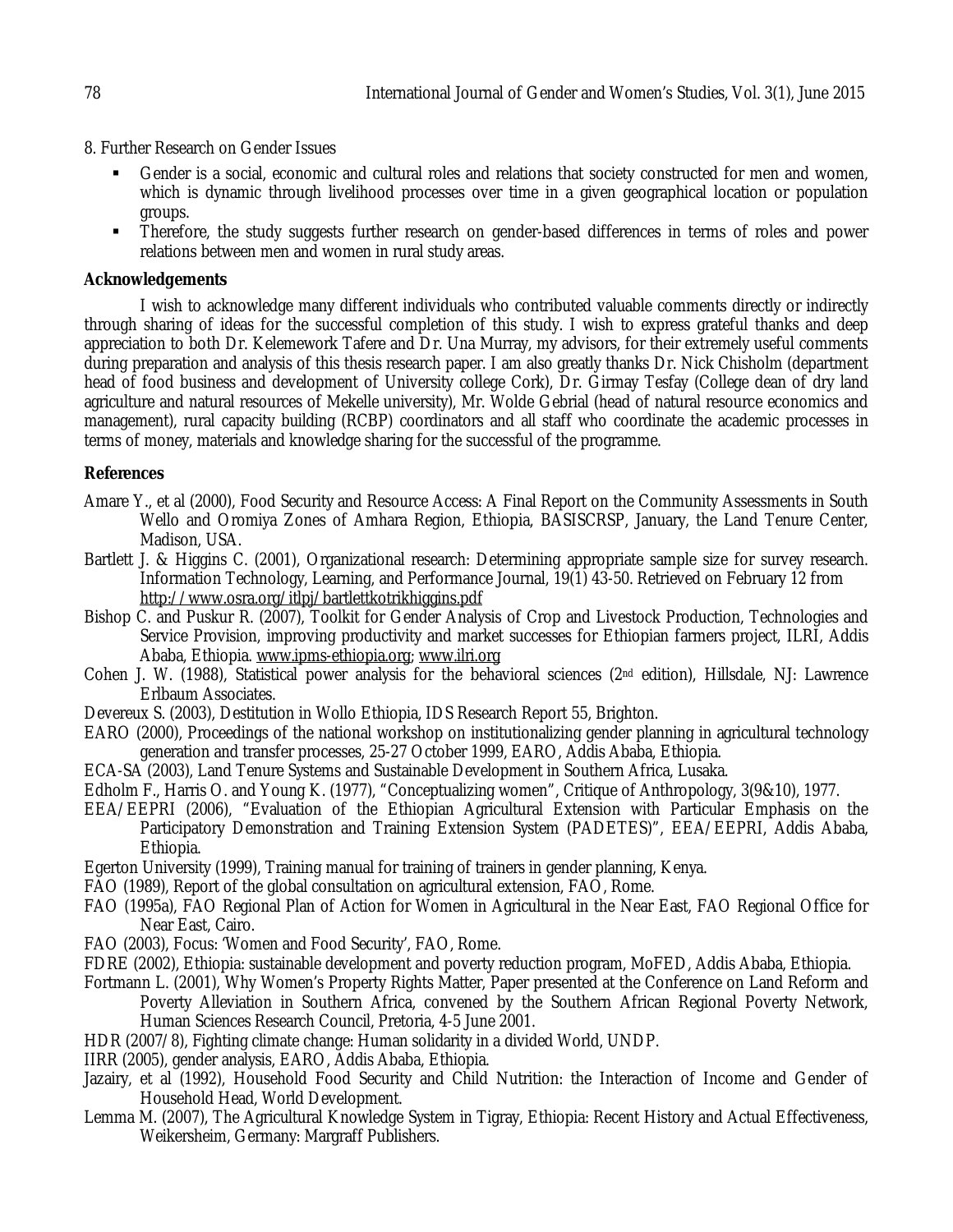8. Further Research on Gender Issues

- Gender is a social, economic and cultural roles and relations that society constructed for men and women, which is dynamic through livelihood processes over time in a given geographical location or population groups.
- Therefore, the study suggests further research on gender-based differences in terms of roles and power relations between men and women in rural study areas.

## Acknowledgements

I wish to acknowledge many different individuals who contributed valuable comments directly or indirectly through sharing of ideas for the successful completion of this study. I wish to express grateful thanks and deep appreciation to both Dr. Kelemework Tafere and Dr. Una Murray, my advisors, for their extremely useful comments during preparation and analysis of this thesis research paper. I am also greatly thanks Dr. Nick Chisholm (department head of food business and development of University college Cork), Dr. Girmay Tesfay (College dean of dry land agriculture and natural resources of Mekelle university), Mr. Wolde Gebrial (head of natural resource economics and management), rural capacity building (RCBP) coordinators and all staff who coordinate the academic processes in terms of money, materials and knowledge sharing for the successful of the programme.

## References

Amare Y., et al (2000), Food Security and Resource Access: A Final Report on the Community Assessments in South Wello and Oromiya Zones of Amhara Region, Ethiopia, BASISCRSP, January, the Land Tenure Center, Madison, USA.

Bartlett J. & Higgins C. (2001), Organizational research: Determining appropriate sample size for survey research. Information Technology, Learning, and Performance Journal, 19(1) 43-50. Retrieved on February 12 from http://www.osra.org/itlpj/bartlettkotrikhiggins.pdf

Bishop C. and Puskur R. (2007), Toolkit for Gender Analysis of Crop and Livestock Production, Technologies and Service Provision, improving productivity and market successes for Ethiopian farmers project, ILRI, Addis Ababa, Ethiopia. www.ipms-ethiopia.org; www.ilri.org

Cohen J. W. (1988), Statistical power analysis for the behavioral sciences (2nd edition), Hillsdale, NJ: Lawrence Erlbaum Associates.

Devereux S. (2003), Destitution in Wollo Ethiopia, IDS Research Report 55, Brighton.

EARO (2000), Proceedings of the national workshop on institutionalizing gender planning in agricultural technology generation and transfer processes, 25-27 October 1999, EARO, Addis Ababa, Ethiopia.

ECA-SA (2003), Land Tenure Systems and Sustainable Development in Southern Africa, Lusaka.

Edholm F., Harris O. and Young K. (1977), "Conceptualizing women", Critique of Anthropology, 3(9&10), 1977.

EEA/EEPRI (2006), "Evaluation of the Ethiopian Agricultural Extension with Particular Emphasis on the Participatory Demonstration and Training Extension System (PADETES)", EEA/EEPRI, Addis Ababa, Ethiopia.

Egerton University (1999), Training manual for training of trainers in gender planning, Kenya.

FAO (1989), Report of the global consultation on agricultural extension, FAO, Rome.

FAO (1995a), FAO Regional Plan of Action for Women in Agricultural in the Near East, FAO Regional Office for Near East, Cairo.

FAO (2003), Focus: 'Women and Food Security', FAO, Rome.

FDRE (2002), Ethiopia: sustainable development and poverty reduction program, MoFED, Addis Ababa, Ethiopia.

Fortmann L. (2001), Why Women's Property Rights Matter, Paper presented at the Conference on Land Reform and Poverty Alleviation in Southern Africa, convened by the Southern African Regional Poverty Network, Human Sciences Research Council, Pretoria, 4-5 June 2001.

HDR (2007/8), Fighting climate change: Human solidarity in a divided World, UNDP.

IIRR (2005), gender analysis, EARO, Addis Ababa, Ethiopia.

Jazairy, et al (1992), Household Food Security and Child Nutrition: the Interaction of Income and Gender of Household Head, World Development.

Lemma M. (2007), The Agricultural Knowledge System in Tigray, Ethiopia: Recent History and Actual Effectiveness, Weikersheim, Germany: Margraff Publishers.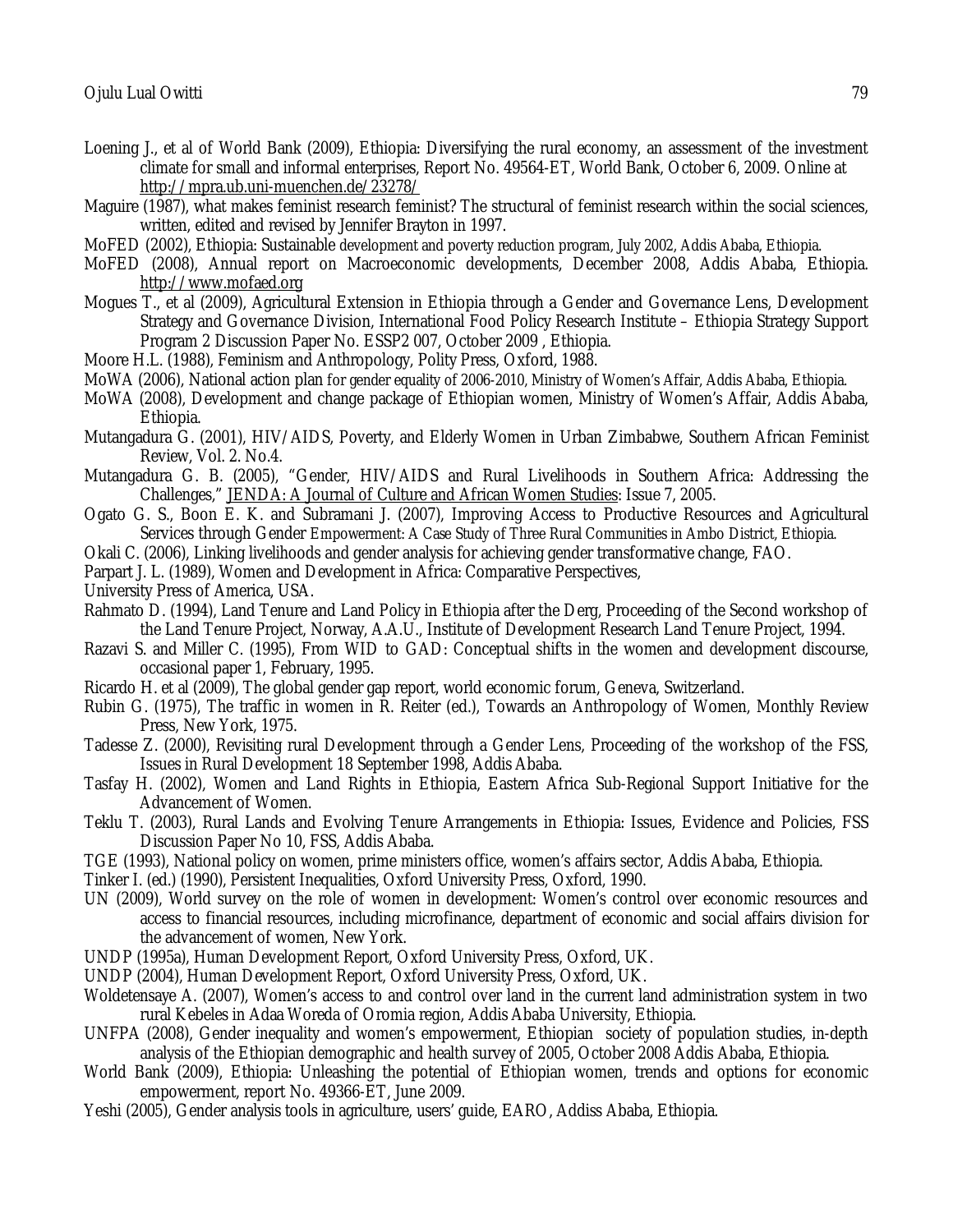Loening J., et al of World Bank (2009), Ethiopia: Diversifying the rural economy, an assessment of the investment climate for small and informal enterprises, Report No. 49564-ET, World Bank, October 6, 2009. Online at http://mpra.ub.uni-muenchen.de/23278/

Maguire (1987), what makes feminist research feminist? The structural of feminist research within the social sciences, written, edited and revised by Jennifer Brayton in 1997.

MoFED (2002), Ethiopia: Sustainable development and poverty reduction program, July 2002, Addis Ababa, Ethiopia.

MoFED (2008), Annual report on Macroeconomic developments, December 2008, Addis Ababa, Ethiopia. http://www.mofaed.org

Mogues T., et al (2009), Agricultural Extension in Ethiopia through a Gender and Governance Lens, Development Strategy and Governance Division, International Food Policy Research Institute – Ethiopia Strategy Support Program 2 Discussion Paper No. ESSP2 007, October 2009 , Ethiopia.

Moore H.L. (1988), Feminism and Anthropology, Polity Press, Oxford, 1988.

MoWA (2006), National action plan for gender equality of 2006-2010, Ministry of Women's Affair, Addis Ababa, Ethiopia.

MoWA (2008), Development and change package of Ethiopian women, Ministry of Women's Affair, Addis Ababa, Ethiopia.

Mutangadura G. (2001), HIV/AIDS, Poverty, and Elderly Women in Urban Zimbabwe, Southern African Feminist Review, Vol. 2. No.4.

Mutangadura G. B. (2005), "Gender, HIV/AIDS and Rural Livelihoods in Southern Africa: Addressing the Challenges," JENDA: A Journal of Culture and African Women Studies: Issue 7, 2005.

Ogato G. S., Boon E. K. and Subramani J. (2007), Improving Access to Productive Resources and Agricultural Services through Gender Empowerment: A Case Study of Three Rural Communities in Ambo District, Ethiopia.

Okali C. (2006), Linking livelihoods and gender analysis for achieving gender transformative change, FAO.

Parpart J. L. (1989), Women and Development in Africa: Comparative Perspectives,

University Press of America, USA.

Rahmato D. (1994), Land Tenure and Land Policy in Ethiopia after the Derg, Proceeding of the Second workshop of the Land Tenure Project, Norway, A.A.U., Institute of Development Research Land Tenure Project, 1994.

Razavi S. and Miller C. (1995), From WID to GAD: Conceptual shifts in the women and development discourse, occasional paper 1, February, 1995.

Ricardo H. et al (2009), The global gender gap report, world economic forum, Geneva, Switzerland.

Rubin G. (1975), The traffic in women in R. Reiter (ed.), Towards an Anthropology of Women, Monthly Review Press, New York, 1975.

Tadesse Z. (2000), Revisiting rural Development through a Gender Lens, Proceeding of the workshop of the FSS, Issues in Rural Development 18 September 1998, Addis Ababa.

Tasfay H. (2002), Women and Land Rights in Ethiopia, Eastern Africa Sub-Regional Support Initiative for the Advancement of Women.

Teklu T. (2003), Rural Lands and Evolving Tenure Arrangements in Ethiopia: Issues, Evidence and Policies, FSS Discussion Paper No 10, FSS, Addis Ababa.

TGE (1993), National policy on women, prime ministers office, women's affairs sector, Addis Ababa, Ethiopia.

Tinker I. (ed.) (1990), Persistent Inequalities, Oxford University Press, Oxford, 1990.

UN (2009), World survey on the role of women in development: Women's control over economic resources and access to financial resources, including microfinance, department of economic and social affairs division for the advancement of women, New York.

UNDP (1995a), Human Development Report, Oxford University Press, Oxford, UK.

UNDP (2004), Human Development Report, Oxford University Press, Oxford, UK.

Woldetensaye A. (2007), Women's access to and control over land in the current land administration system in two rural Kebeles in Adaa Woreda of Oromia region, Addis Ababa University, Ethiopia.

UNFPA (2008), Gender inequality and women's empowerment, Ethiopian society of population studies, in-depth analysis of the Ethiopian demographic and health survey of 2005, October 2008 Addis Ababa, Ethiopia.

World Bank (2009), Ethiopia: Unleashing the potential of Ethiopian women, trends and options for economic empowerment, report No. 49366-ET, June 2009.

Yeshi (2005), Gender analysis tools in agriculture, users' guide, EARO, Addiss Ababa, Ethiopia.